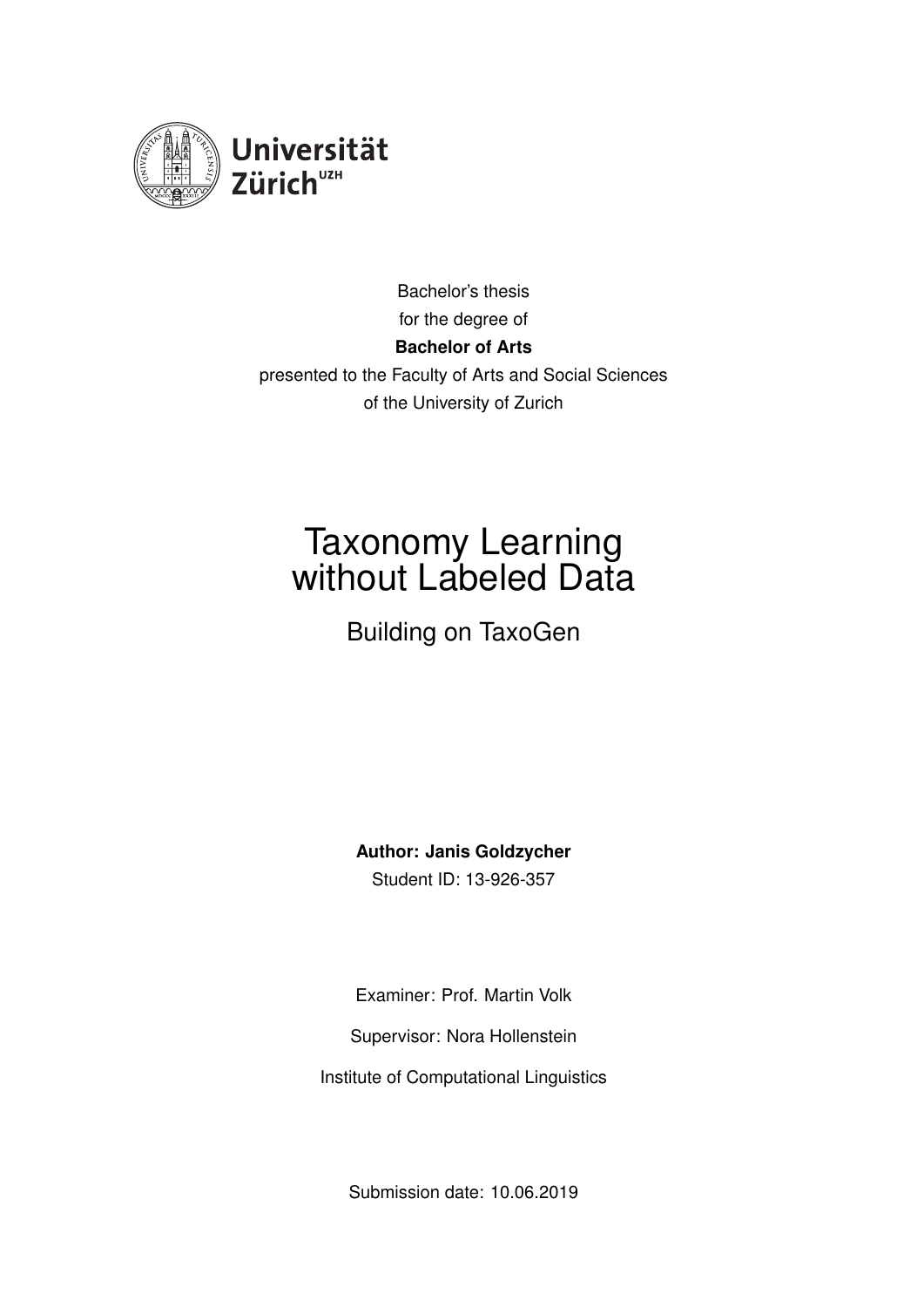Universität Zürich[UZH]

Bachelor's thesis
for the degree of
**Bachelor of Arts**
presented to the Faculty of Arts and Social Sciences
of the University of Zurich

# Taxonomy Learning without Labeled Data

## Building on TaxoGen

**Author: Janis Goldzycher**
Student ID: 13-926-357

Examiner: Prof. Martin Volk

Supervisor: Nora Hollenstein

Institute of Computational Linguistics

Submission date: 10.06.2019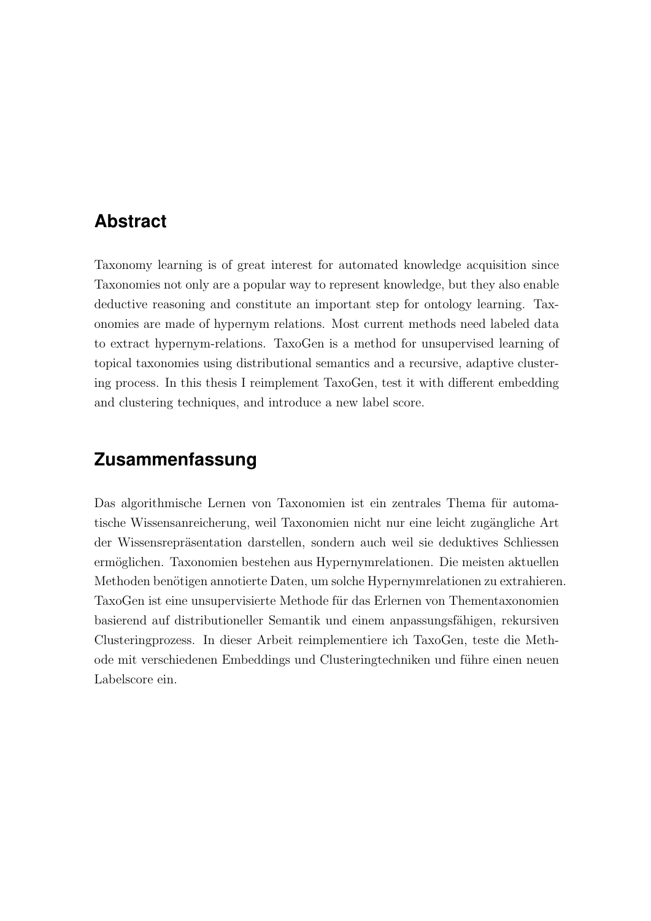## Abstract

Taxonomy learning is of great interest for automated knowledge acquisition since Taxonomies not only are a popular way to represent knowledge, but they also enable deductive reasoning and constitute an important step for ontology learning. Taxonomies are made of hypernym relations. Most current methods need labeled data to extract hypernym-relations. TaxoGen is a method for unsupervised learning of topical taxonomies using distributional semantics and a recursive, adaptive clustering process. In this thesis I reimplement TaxoGen, test it with different embedding and clustering techniques, and introduce a new label score.

## Zusammenfassung

Das algorithmische Lernen von Taxonomien ist ein zentrales Thema für automatische Wissensanreicherung, weil Taxonomien nicht nur eine leicht zugängliche Art der Wissensrepräsentation darstellen, sondern auch weil sie deduktives Schliessen ermöglichen. Taxonomien bestehen aus Hypernymrelationen. Die meisten aktuellen Methoden benötigen annotierte Daten, um solche Hypernymrelationen zu extrahieren. TaxoGen ist eine unsupervisierte Methode für das Erlernen von Thementaxonomien basierend auf distributioneller Semantik und einem anpassungsfähigen, rekursiven Clusteringprozess. In dieser Arbeit reimplementiere ich TaxoGen, teste die Methode mit verschiedenen Embeddings und Clusteringtechniken und führe einen neuen Labelscore ein.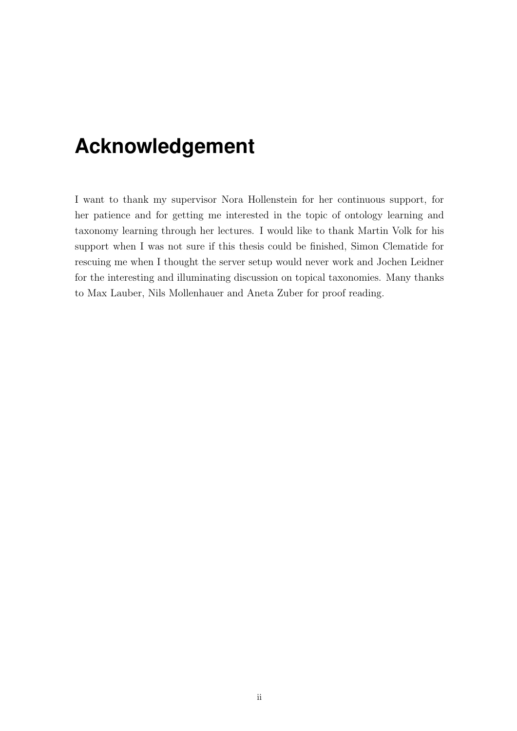# Acknowledgement

I want to thank my supervisor Nora Hollenstein for her continuous support, for her patience and for getting me interested in the topic of ontology learning and taxonomy learning through her lectures. I would like to thank Martin Volk for his support when I was not sure if this thesis could be finished, Simon Clematide for rescuing me when I thought the server setup would never work and Jochen Leidner for the interesting and illuminating discussion on topical taxonomies. Many thanks to Max Lauber, Nils Mollenhauer and Aneta Zuber for proof reading.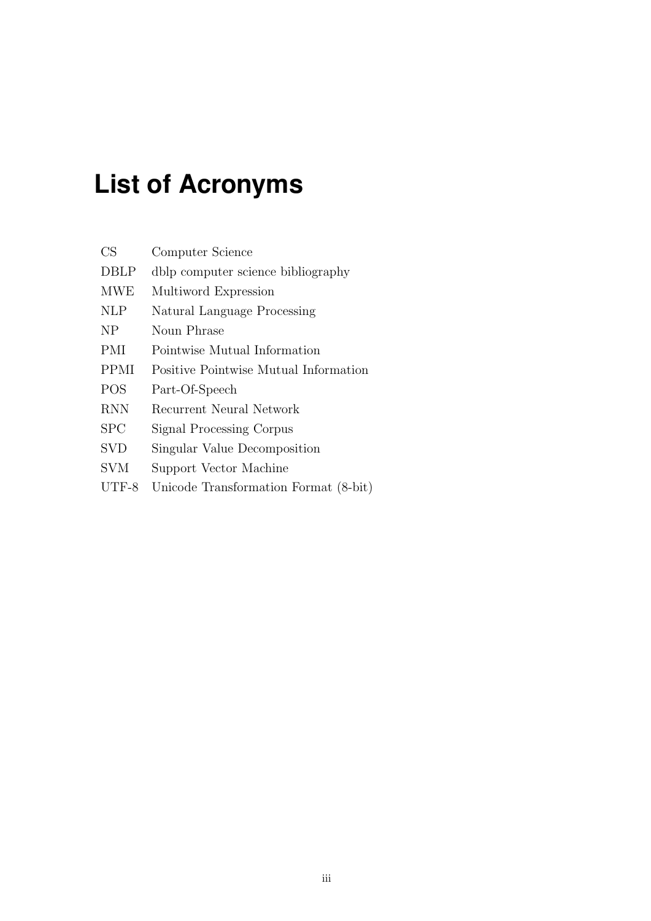# List of Acronyms

| | |
|---|---|
| CS | Computer Science |
| DBLP | dblp computer science bibliography |
| MWE | Multiword Expression |
| NLP | Natural Language Processing |
| NP | Noun Phrase |
| PMI | Pointwise Mutual Information |
| PPMI | Positive Pointwise Mutual Information |
| POS | Part-Of-Speech |
| RNN | Recurrent Neural Network |
| SPC | Signal Processing Corpus |
| SVD | Singular Value Decomposition |
| SVM | Support Vector Machine |
| UTF-8 | Unicode Transformation Format (8-bit) |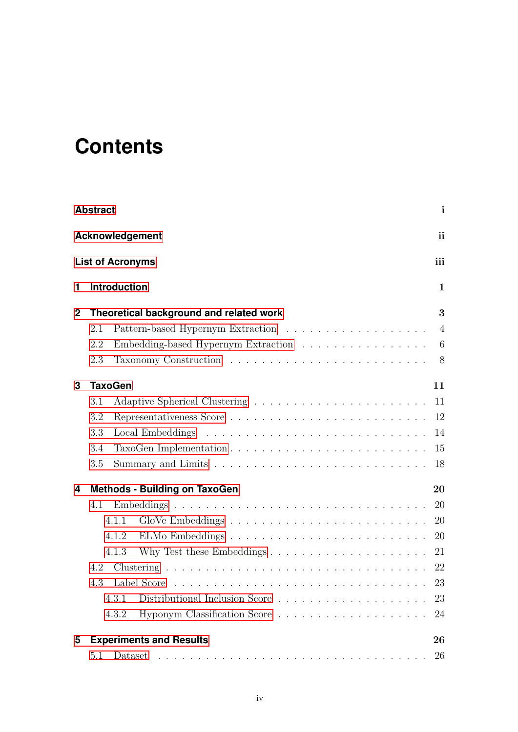# Contents

**Abstract** i

**Acknowledgement** ii

**List of Acronyms** iii

**1 Introduction** 1

**2 Theoretical background and related work** 3

- 2.1 Pattern-based Hypernym Extraction . . . . . . . . . . . . . . . . . . 4
- 2.2 Embedding-based Hypernym Extraction . . . . . . . . . . . . . . . . 6
- 2.3 Taxonomy Construction . . . . . . . . . . . . . . . . . . . . . . . . 8

**3 TaxoGen** 11

- 3.1 Adaptive Spherical Clustering . . . . . . . . . . . . . . . . . . . . 11
- 3.2 Representativeness Score . . . . . . . . . . . . . . . . . . . . . . . 12
- 3.3 Local Embeddings . . . . . . . . . . . . . . . . . . . . . . . . . . 14
- 3.4 TaxoGen Implementation . . . . . . . . . . . . . . . . . . . . . . . 15
- 3.5 Summary and Limits . . . . . . . . . . . . . . . . . . . . . . . . . 18

**4 Methods - Building on TaxoGen** 20

- 4.1 Embeddings . . . . . . . . . . . . . . . . . . . . . . . . . . . . . . 20
  - 4.1.1 GloVe Embeddings . . . . . . . . . . . . . . . . . . . . . . . 20
  - 4.1.2 ELMo Embeddings . . . . . . . . . . . . . . . . . . . . . . . 20
  - 4.1.3 Why Test these Embeddings . . . . . . . . . . . . . . . . . . 21
- 4.2 Clustering . . . . . . . . . . . . . . . . . . . . . . . . . . . . . . 22
- 4.3 Label Score . . . . . . . . . . . . . . . . . . . . . . . . . . . . . 23
  - 4.3.1 Distributional Inclusion Score . . . . . . . . . . . . . . . . . 23
  - 4.3.2 Hyponym Classification Score . . . . . . . . . . . . . . . . . 24

**5 Experiments and Results** 26

- 5.1 Dataset . . . . . . . . . . . . . . . . . . . . . . . . . . . . . . . 26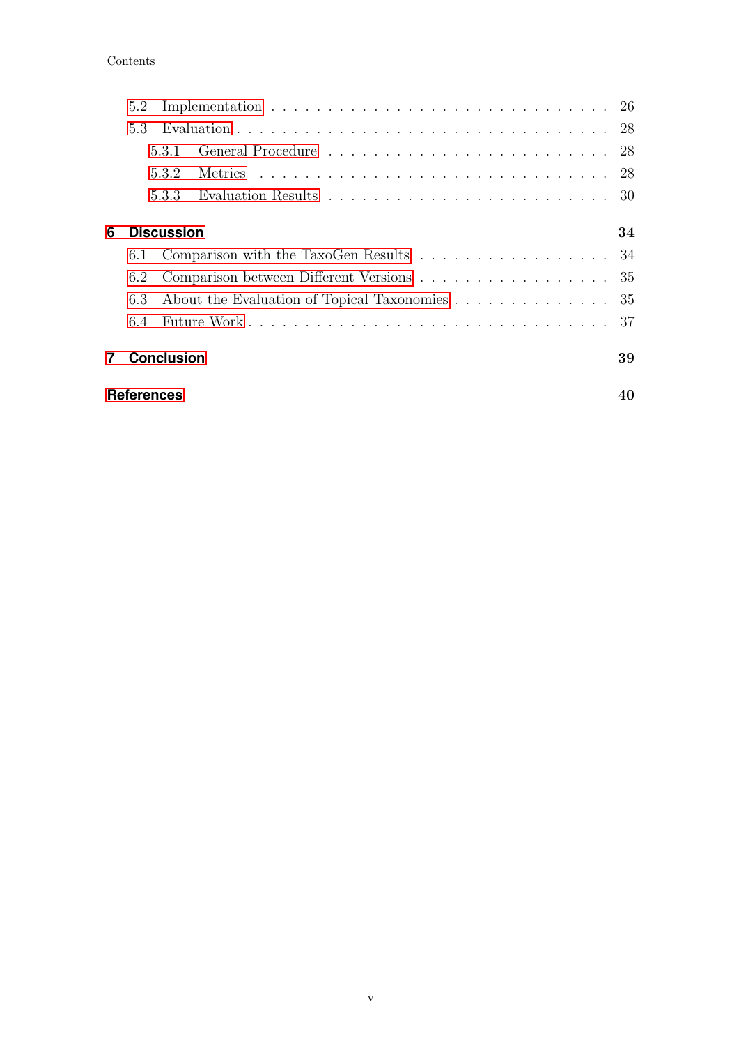5.2 Implementation . . . . . . . . . . . . . . . . . . . . . . . . . . . . 26

5.3 Evaluation . . . . . . . . . . . . . . . . . . . . . . . . . . . . . . 28

5.3.1 General Procedure . . . . . . . . . . . . . . . . . . . . . . . 28

5.3.2 Metrics . . . . . . . . . . . . . . . . . . . . . . . . . . . . . 28

5.3.3 Evaluation Results . . . . . . . . . . . . . . . . . . . . . . . 30

**6 Discussion** **34**

6.1 Comparison with the TaxoGen Results . . . . . . . . . . . . . . . . . 34

6.2 Comparison between Different Versions . . . . . . . . . . . . . . . . . 35

6.3 About the Evaluation of Topical Taxonomies . . . . . . . . . . . . . . 35

6.4 Future Work . . . . . . . . . . . . . . . . . . . . . . . . . . . . . . 37

**7 Conclusion** **39**

**References** **40**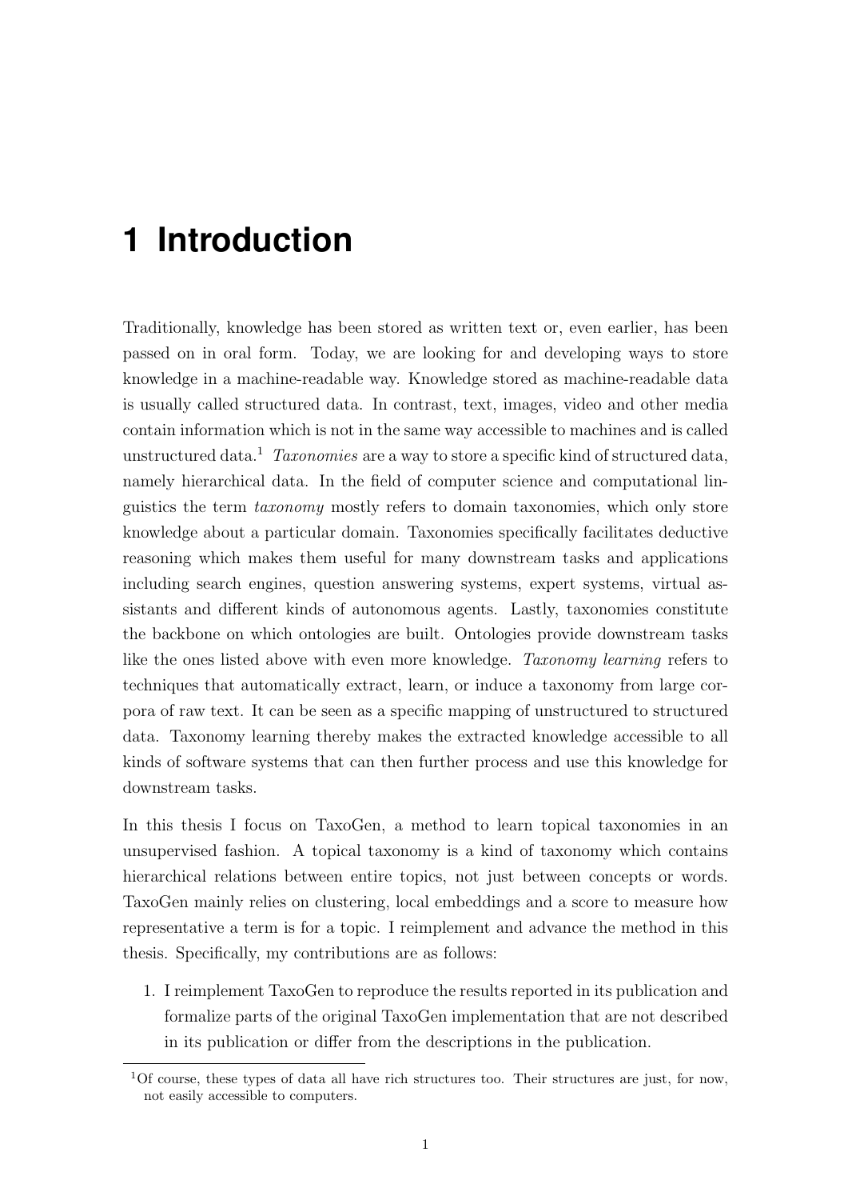# 1 Introduction

Traditionally, knowledge has been stored as written text or, even earlier, has been passed on in oral form. Today, we are looking for and developing ways to store knowledge in a machine-readable way. Knowledge stored as machine-readable data is usually called structured data. In contrast, text, images, video and other media contain information which is not in the same way accessible to machines and is called unstructured data.[1] *Taxonomies* are a way to store a specific kind of structured data, namely hierarchical data. In the field of computer science and computational linguistics the term *taxonomy* mostly refers to domain taxonomies, which only store knowledge about a particular domain. Taxonomies specifically facilitates deductive reasoning which makes them useful for many downstream tasks and applications including search engines, question answering systems, expert systems, virtual assistants and different kinds of autonomous agents. Lastly, taxonomies constitute the backbone on which ontologies are built. Ontologies provide downstream tasks like the ones listed above with even more knowledge. *Taxonomy learning* refers to techniques that automatically extract, learn, or induce a taxonomy from large corpora of raw text. It can be seen as a specific mapping of unstructured to structured data. Taxonomy learning thereby makes the extracted knowledge accessible to all kinds of software systems that can then further process and use this knowledge for downstream tasks.

In this thesis I focus on TaxoGen, a method to learn topical taxonomies in an unsupervised fashion. A topical taxonomy is a kind of taxonomy which contains hierarchical relations between entire topics, not just between concepts or words. TaxoGen mainly relies on clustering, local embeddings and a score to measure how representative a term is for a topic. I reimplement and advance the method in this thesis. Specifically, my contributions are as follows:

1. I reimplement TaxoGen to reproduce the results reported in its publication and formalize parts of the original TaxoGen implementation that are not described in its publication or differ from the descriptions in the publication.

[1] Of course, these types of data all have rich structures too. Their structures are just, for now, not easily accessible to computers.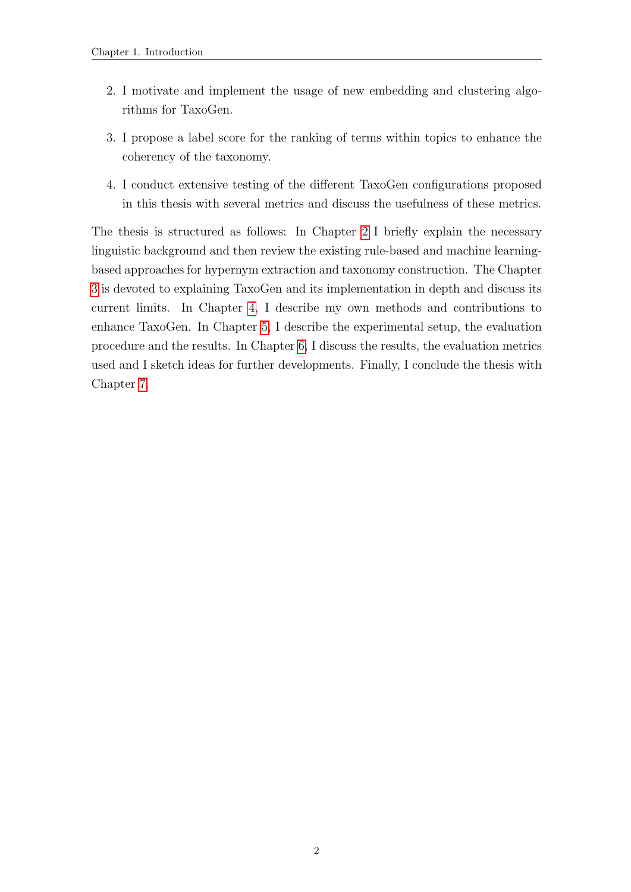2. I motivate and implement the usage of new embedding and clustering algorithms for TaxoGen.

3. I propose a label score for the ranking of terms within topics to enhance the coherency of the taxonomy.

4. I conduct extensive testing of the different TaxoGen configurations proposed in this thesis with several metrics and discuss the usefulness of these metrics.

The thesis is structured as follows: In Chapter 2 I briefly explain the necessary linguistic background and then review the existing rule-based and machine learning-based approaches for hypernym extraction and taxonomy construction. The Chapter 3 is devoted to explaining TaxoGen and its implementation in depth and discuss its current limits. In Chapter 4, I describe my own methods and contributions to enhance TaxoGen. In Chapter 5, I describe the experimental setup, the evaluation procedure and the results. In Chapter 6, I discuss the results, the evaluation metrics used and I sketch ideas for further developments. Finally, I conclude the thesis with Chapter 7.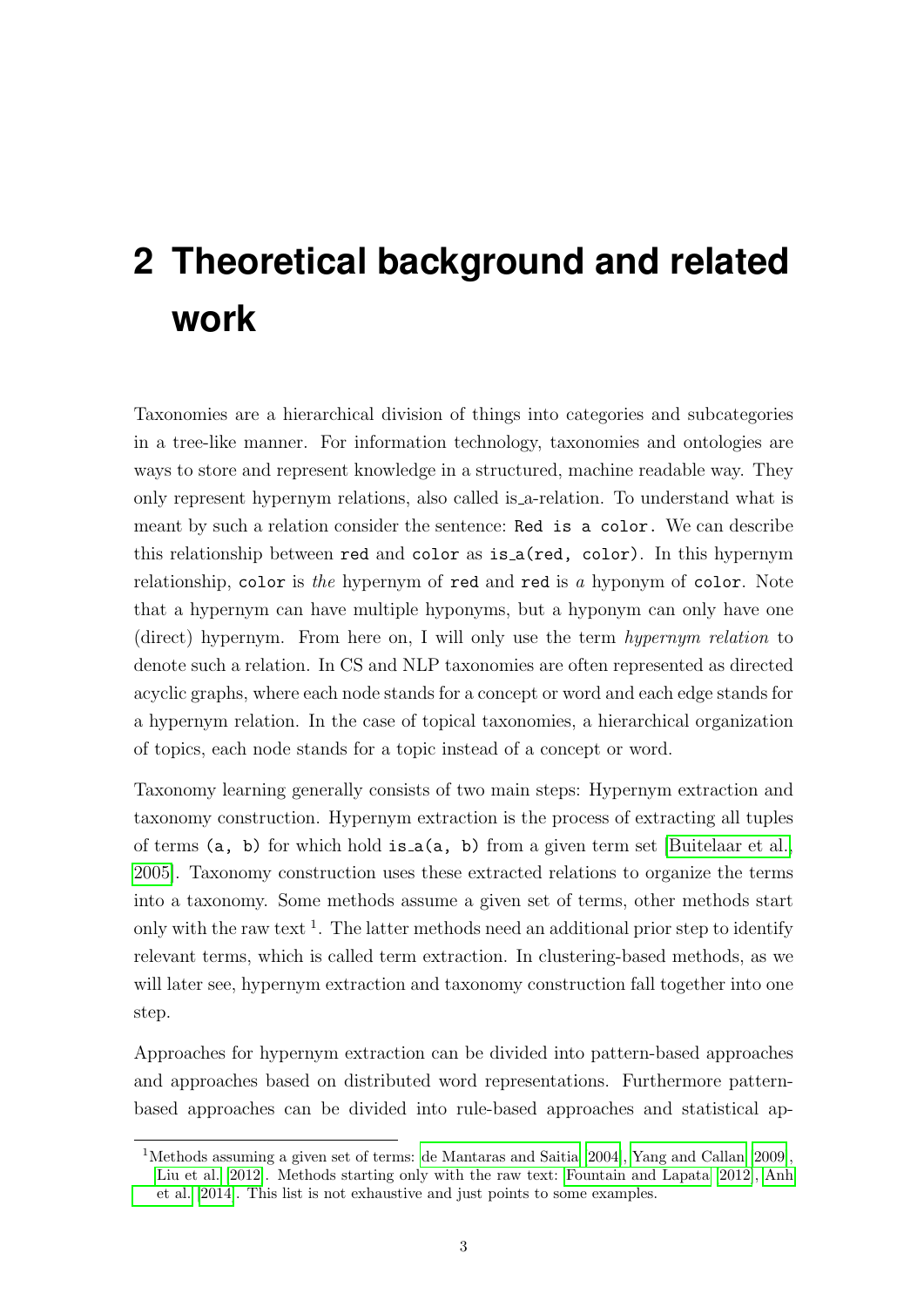# 2 Theoretical background and related work

Taxonomies are a hierarchical division of things into categories and subcategories in a tree-like manner. For information technology, taxonomies and ontologies are ways to store and represent knowledge in a structured, machine readable way. They only represent hypernym relations, also called is_a-relation. To understand what is meant by such a relation consider the sentence: `Red is a color`. We can describe this relationship between `red` and `color` as `is_a(red, color)`. In this hypernym relationship, `color` is *the* hypernym of `red` and `red` is *a* hyponym of `color`. Note that a hypernym can have multiple hyponyms, but a hyponym can only have one (direct) hypernym. From here on, I will only use the term *hypernym relation* to denote such a relation. In CS and NLP taxonomies are often represented as directed acyclic graphs, where each node stands for a concept or word and each edge stands for a hypernym relation. In the case of topical taxonomies, a hierarchical organization of topics, each node stands for a topic instead of a concept or word.

Taxonomy learning generally consists of two main steps: Hypernym extraction and taxonomy construction. Hypernym extraction is the process of extracting all tuples of terms `(a, b)` for which hold `is_a(a, b)` from a given term set [Buitelaar et al., 2005]. Taxonomy construction uses these extracted relations to organize the terms into a taxonomy. Some methods assume a given set of terms, other methods start only with the raw text [1]. The latter methods need an additional prior step to identify relevant terms, which is called term extraction. In clustering-based methods, as we will later see, hypernym extraction and taxonomy construction fall together into one step.

Approaches for hypernym extraction can be divided into pattern-based approaches and approaches based on distributed word representations. Furthermore pattern-based approaches can be divided into rule-based approaches and statistical ap-

[1] Methods assuming a given set of terms: de Mantaras and Saitia [2004], Yang and Callan [2009], Liu et al. [2012]. Methods starting only with the raw text: Fountain and Lapata [2012], Anh et al. [2014]. This list is not exhaustive and just points to some examples.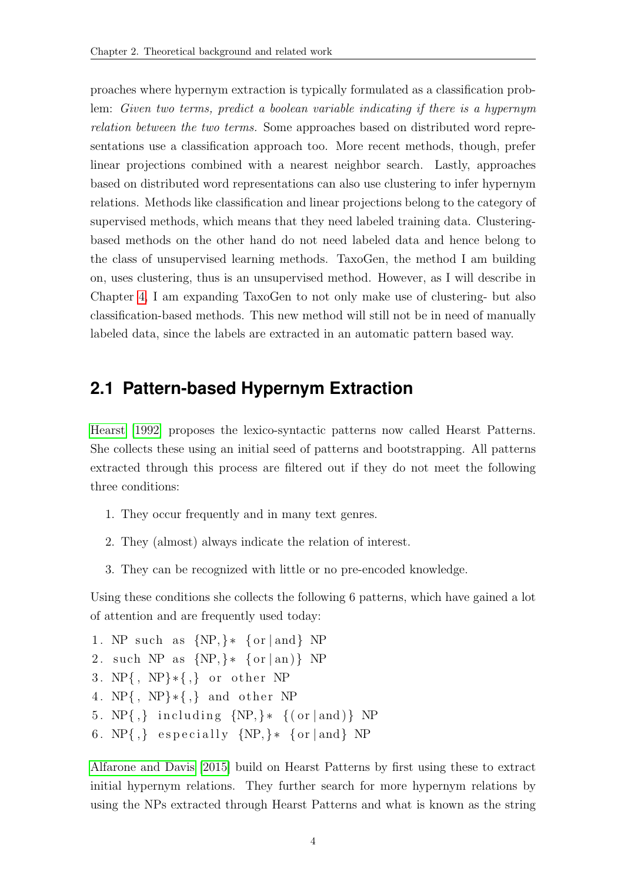proaches where hypernym extraction is typically formulated as a classification problem: *Given two terms, predict a boolean variable indicating if there is a hypernym relation between the two terms.* Some approaches based on distributed word representations use a classification approach too. More recent methods, though, prefer linear projections combined with a nearest neighbor search. Lastly, approaches based on distributed word representations can also use clustering to infer hypernym relations. Methods like classification and linear projections belong to the category of supervised methods, which means that they need labeled training data. Clustering-based methods on the other hand do not need labeled data and hence belong to the class of unsupervised learning methods. TaxoGen, the method I am building on, uses clustering, thus is an unsupervised method. However, as I will describe in Chapter 4, I am expanding TaxoGen to not only make use of clustering- but also classification-based methods. This new method will still not be in need of manually labeled data, since the labels are extracted in an automatic pattern based way.

## 2.1 Pattern-based Hypernym Extraction

Hearst [1992] proposes the lexico-syntactic patterns now called Hearst Patterns. She collects these using an initial seed of patterns and bootstrapping. All patterns extracted through this process are filtered out if they do not meet the following three conditions:

1. They occur frequently and in many text genres.
2. They (almost) always indicate the relation of interest.
3. They can be recognized with little or no pre-encoded knowledge.

Using these conditions she collects the following 6 patterns, which have gained a lot of attention and are frequently used today:

```
1. NP such as {NP,}* {or|and} NP
2. such NP as {NP,}* {or|an)} NP
3. NP{, NP}*{,} or other NP
4. NP{, NP}*{,} and other NP
5. NP{,} including {NP,}* {(or|and)} NP
6. NP{,} especially {NP,}* {or|and} NP
```

Alfarone and Davis [2015] build on Hearst Patterns by first using these to extract initial hypernym relations. They further search for more hypernym relations by using the NPs extracted through Hearst Patterns and what is known as the string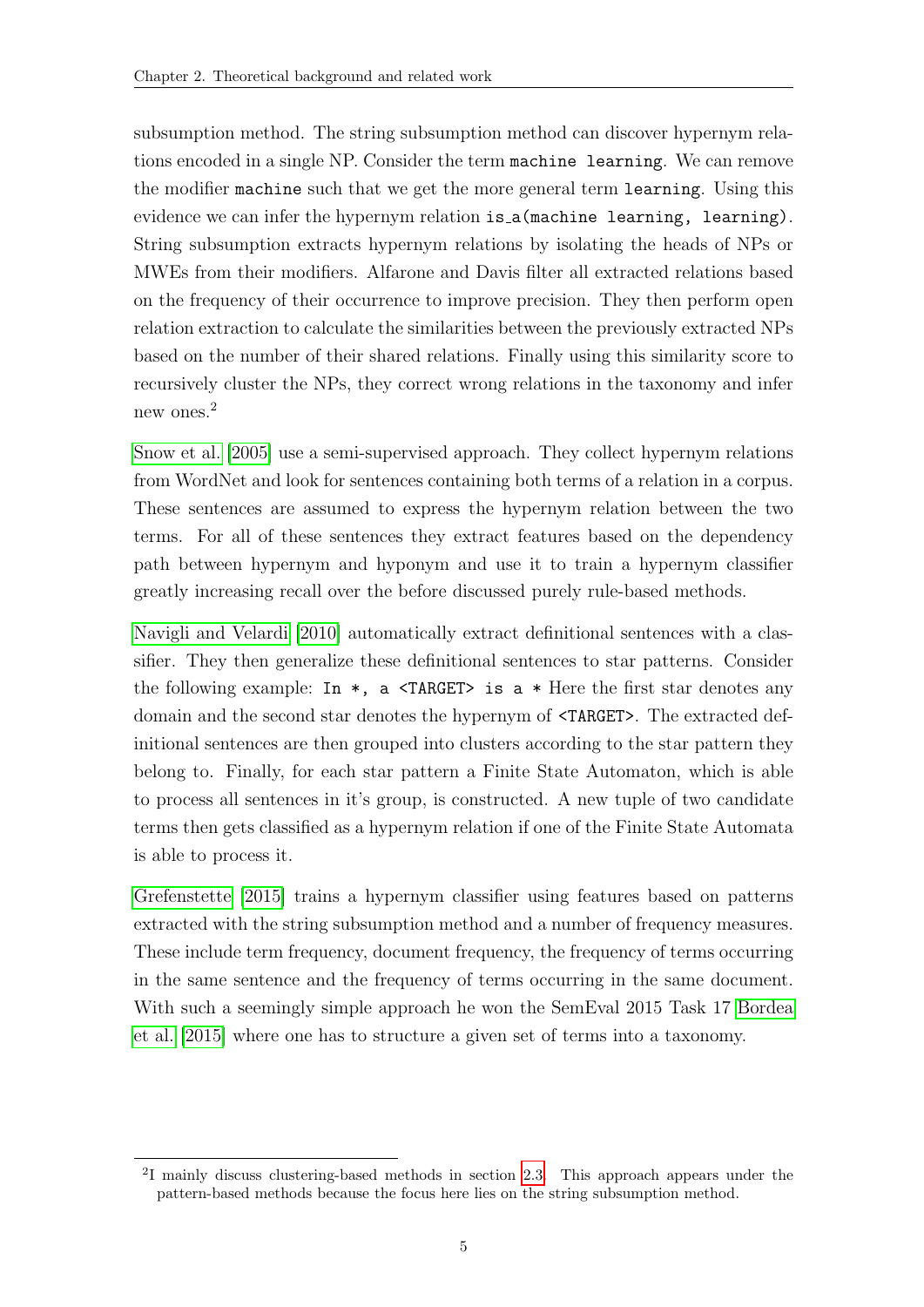subsumption method. The string subsumption method can discover hypernym relations encoded in a single NP. Consider the term `machine learning`. We can remove the modifier `machine` such that we get the more general term `learning`. Using this evidence we can infer the hypernym relation `is_a(machine learning, learning)`. String subsumption extracts hypernym relations by isolating the heads of NPs or MWEs from their modifiers. Alfarone and Davis filter all extracted relations based on the frequency of their occurrence to improve precision. They then perform open relation extraction to calculate the similarities between the previously extracted NPs based on the number of their shared relations. Finally using this similarity score to recursively cluster the NPs, they correct wrong relations in the taxonomy and infer new ones.[2]

Snow et al. [2005] use a semi-supervised approach. They collect hypernym relations from WordNet and look for sentences containing both terms of a relation in a corpus. These sentences are assumed to express the hypernym relation between the two terms. For all of these sentences they extract features based on the dependency path between hypernym and hyponym and use it to train a hypernym classifier greatly increasing recall over the before discussed purely rule-based methods.

Navigli and Velardi [2010] automatically extract definitional sentences with a classifier. They then generalize these definitional sentences to star patterns. Consider the following example: `In *, a <TARGET> is a *` Here the first star denotes any domain and the second star denotes the hypernym of `<TARGET>`. The extracted definitional sentences are then grouped into clusters according to the star pattern they belong to. Finally, for each star pattern a Finite State Automaton, which is able to process all sentences in it's group, is constructed. A new tuple of two candidate terms then gets classified as a hypernym relation if one of the Finite State Automata is able to process it.

Grefenstette [2015] trains a hypernym classifier using features based on patterns extracted with the string subsumption method and a number of frequency measures. These include term frequency, document frequency, the frequency of terms occurring in the same sentence and the frequency of terms occurring in the same document. With such a seemingly simple approach he won the SemEval 2015 Task 17 Bordea et al. [2015] where one has to structure a given set of terms into a taxonomy.

---

[2] I mainly discuss clustering-based methods in section 2.3. This approach appears under the pattern-based methods because the focus here lies on the string subsumption method.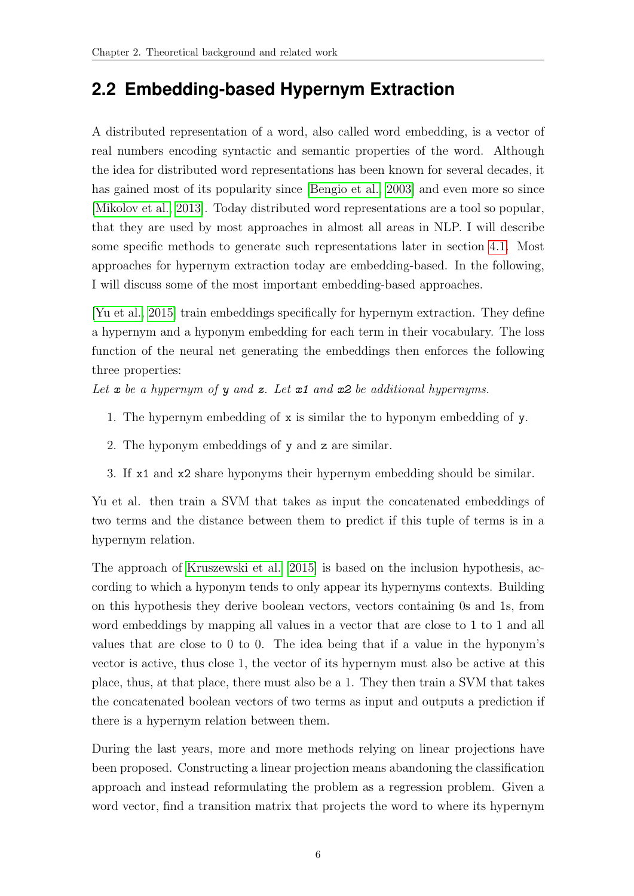## 2.2 Embedding-based Hypernym Extraction

A distributed representation of a word, also called word embedding, is a vector of real numbers encoding syntactic and semantic properties of the word. Although the idea for distributed word representations has been known for several decades, it has gained most of its popularity since [Bengio et al., 2003] and even more so since [Mikolov et al., 2013]. Today distributed word representations are a tool so popular, that they are used by most approaches in almost all areas in NLP. I will describe some specific methods to generate such representations later in section 4.1. Most approaches for hypernym extraction today are embedding-based. In the following, I will discuss some of the most important embedding-based approaches.

[Yu et al., 2015] train embeddings specifically for hypernym extraction. They define a hypernym and a hyponym embedding for each term in their vocabulary. The loss function of the neural net generating the embeddings then enforces the following three properties:
*Let `x` be a hypernym of `y` and `z`. Let `x1` and `x2` be additional hypernyms.*

1. The hypernym embedding of `x` is similar the to hyponym embedding of `y`.
2. The hyponym embeddings of `y` and `z` are similar.
3. If `x1` and `x2` share hyponyms their hypernym embedding should be similar.

Yu et al. then train a SVM that takes as input the concatenated embeddings of two terms and the distance between them to predict if this tuple of terms is in a hypernym relation.

The approach of Kruszewski et al. [2015] is based on the inclusion hypothesis, according to which a hyponym tends to only appear its hypernyms contexts. Building on this hypothesis they derive boolean vectors, vectors containing 0s and 1s, from word embeddings by mapping all values in a vector that are close to 1 to 1 and all values that are close to 0 to 0. The idea being that if a value in the hyponym's vector is active, thus close 1, the vector of its hypernym must also be active at this place, thus, at that place, there must also be a 1. They then train a SVM that takes the concatenated boolean vectors of two terms as input and outputs a prediction if there is a hypernym relation between them.

During the last years, more and more methods relying on linear projections have been proposed. Constructing a linear projection means abandoning the classification approach and instead reformulating the problem as a regression problem. Given a word vector, find a transition matrix that projects the word to where its hypernym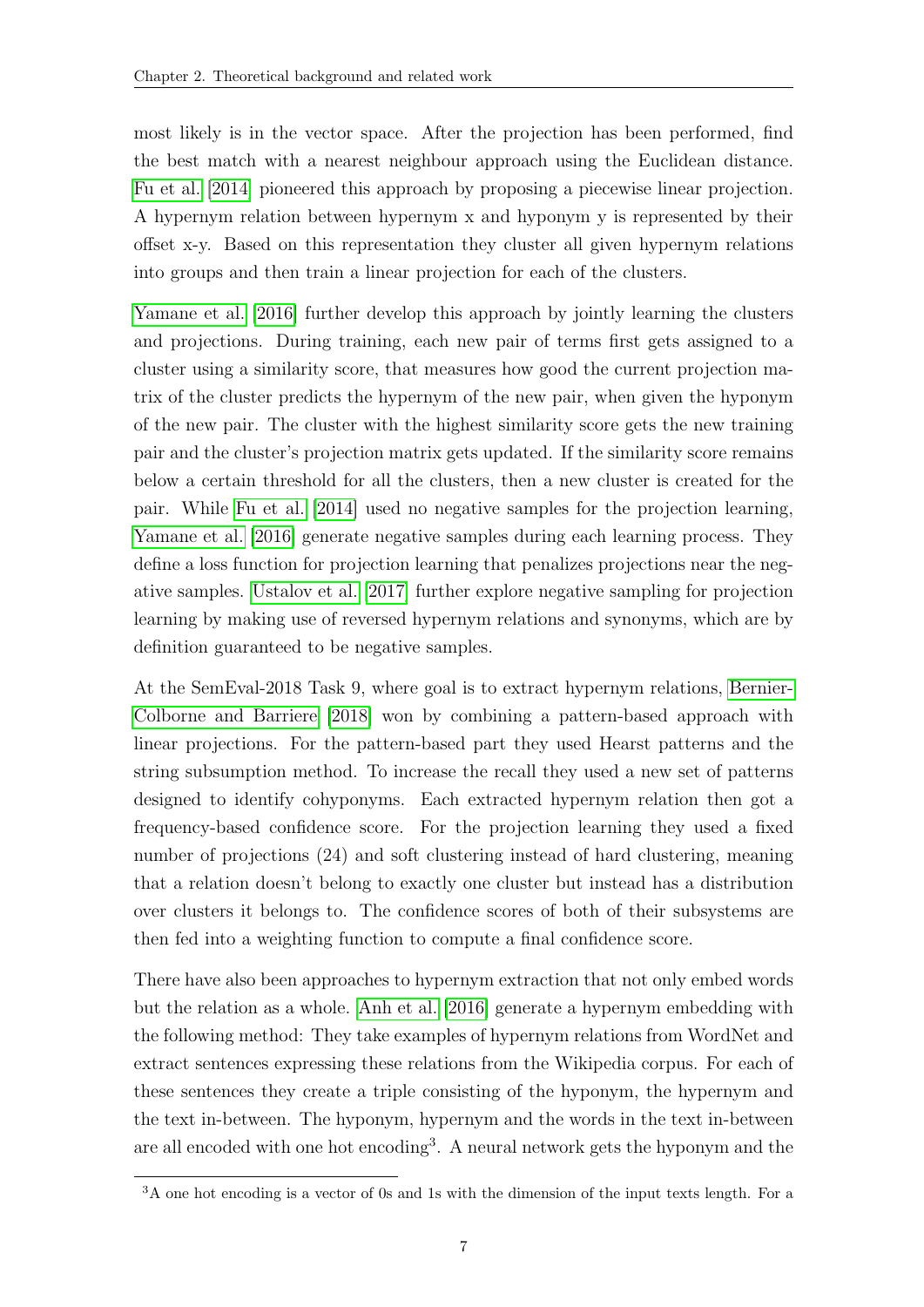most likely is in the vector space. After the projection has been performed, find the best match with a nearest neighbour approach using the Euclidean distance. Fu et al. [2014] pioneered this approach by proposing a piecewise linear projection. A hypernym relation between hypernym x and hyponym y is represented by their offset x-y. Based on this representation they cluster all given hypernym relations into groups and then train a linear projection for each of the clusters.

Yamane et al. [2016] further develop this approach by jointly learning the clusters and projections. During training, each new pair of terms first gets assigned to a cluster using a similarity score, that measures how good the current projection matrix of the cluster predicts the hypernym of the new pair, when given the hyponym of the new pair. The cluster with the highest similarity score gets the new training pair and the cluster's projection matrix gets updated. If the similarity score remains below a certain threshold for all the clusters, then a new cluster is created for the pair. While Fu et al. [2014] used no negative samples for the projection learning, Yamane et al. [2016] generate negative samples during each learning process. They define a loss function for projection learning that penalizes projections near the negative samples. Ustalov et al. [2017] further explore negative sampling for projection learning by making use of reversed hypernym relations and synonyms, which are by definition guaranteed to be negative samples.

At the SemEval-2018 Task 9, where goal is to extract hypernym relations, Bernier-Colborne and Barriere [2018] won by combining a pattern-based approach with linear projections. For the pattern-based part they used Hearst patterns and the string subsumption method. To increase the recall they used a new set of patterns designed to identify cohyponyms. Each extracted hypernym relation then got a frequency-based confidence score. For the projection learning they used a fixed number of projections (24) and soft clustering instead of hard clustering, meaning that a relation doesn't belong to exactly one cluster but instead has a distribution over clusters it belongs to. The confidence scores of both of their subsystems are then fed into a weighting function to compute a final confidence score.

There have also been approaches to hypernym extraction that not only embed words but the relation as a whole. Anh et al. [2016] generate a hypernym embedding with the following method: They take examples of hypernym relations from WordNet and extract sentences expressing these relations from the Wikipedia corpus. For each of these sentences they create a triple consisting of the hyponym, the hypernym and the text in-between. The hyponym, hypernym and the words in the text in-between are all encoded with one hot encoding[3]. A neural network gets the hyponym and the

[3]A one hot encoding is a vector of 0s and 1s with the dimension of the input texts length. For a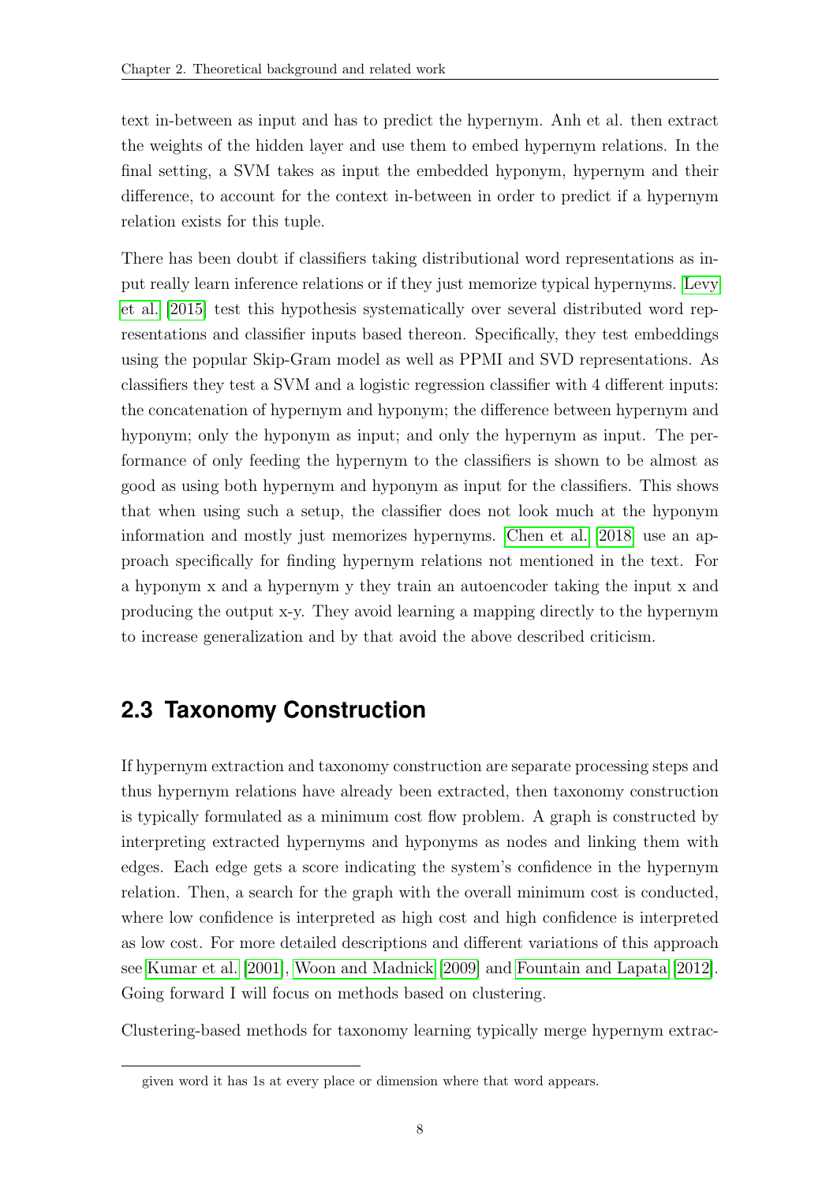text in-between as input and has to predict the hypernym. Anh et al. then extract the weights of the hidden layer and use them to embed hypernym relations. In the final setting, a SVM takes as input the embedded hyponym, hypernym and their difference, to account for the context in-between in order to predict if a hypernym relation exists for this tuple.

There has been doubt if classifiers taking distributional word representations as input really learn inference relations or if they just memorize typical hypernyms. Levy et al. [2015] test this hypothesis systematically over several distributed word representations and classifier inputs based thereon. Specifically, they test embeddings using the popular Skip-Gram model as well as PPMI and SVD representations. As classifiers they test a SVM and a logistic regression classifier with 4 different inputs: the concatenation of hypernym and hyponym; the difference between hypernym and hyponym; only the hyponym as input; and only the hypernym as input. The performance of only feeding the hypernym to the classifiers is shown to be almost as good as using both hypernym and hyponym as input for the classifiers. This shows that when using such a setup, the classifier does not look much at the hyponym information and mostly just memorizes hypernyms. Chen et al. [2018] use an approach specifically for finding hypernym relations not mentioned in the text. For a hyponym x and a hypernym y they train an autoencoder taking the input x and producing the output x-y. They avoid learning a mapping directly to the hypernym to increase generalization and by that avoid the above described criticism.

## 2.3 Taxonomy Construction

If hypernym extraction and taxonomy construction are separate processing steps and thus hypernym relations have already been extracted, then taxonomy construction is typically formulated as a minimum cost flow problem. A graph is constructed by interpreting extracted hypernyms and hyponyms as nodes and linking them with edges. Each edge gets a score indicating the system's confidence in the hypernym relation. Then, a search for the graph with the overall minimum cost is conducted, where low confidence is interpreted as high cost and high confidence is interpreted as low cost. For more detailed descriptions and different variations of this approach see Kumar et al. [2001], Woon and Madnick [2009] and Fountain and Lapata [2012]. Going forward I will focus on methods based on clustering.

Clustering-based methods for taxonomy learning typically merge hypernym extrac-

given word it has 1s at every place or dimension where that word appears.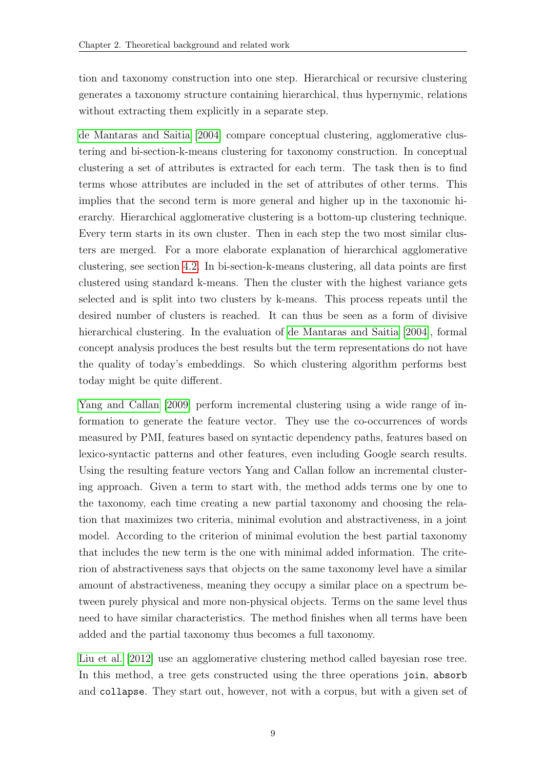tion and taxonomy construction into one step. Hierarchical or recursive clustering generates a taxonomy structure containing hierarchical, thus hypernymic, relations without extracting them explicitly in a separate step.

de Mantaras and Saitia [2004] compare conceptual clustering, agglomerative clustering and bi-section-k-means clustering for taxonomy construction. In conceptual clustering a set of attributes is extracted for each term. The task then is to find terms whose attributes are included in the set of attributes of other terms. This implies that the second term is more general and higher up in the taxonomic hierarchy. Hierarchical agglomerative clustering is a bottom-up clustering technique. Every term starts in its own cluster. Then in each step the two most similar clusters are merged. For a more elaborate explanation of hierarchical agglomerative clustering, see section 4.2. In bi-section-k-means clustering, all data points are first clustered using standard k-means. Then the cluster with the highest variance gets selected and is split into two clusters by k-means. This process repeats until the desired number of clusters is reached. It can thus be seen as a form of divisive hierarchical clustering. In the evaluation of de Mantaras and Saitia [2004], formal concept analysis produces the best results but the term representations do not have the quality of today's embeddings. So which clustering algorithm performs best today might be quite different.

Yang and Callan [2009] perform incremental clustering using a wide range of information to generate the feature vector. They use the co-occurrences of words measured by PMI, features based on syntactic dependency paths, features based on lexico-syntactic patterns and other features, even including Google search results. Using the resulting feature vectors Yang and Callan follow an incremental clustering approach. Given a term to start with, the method adds terms one by one to the taxonomy, each time creating a new partial taxonomy and choosing the relation that maximizes two criteria, minimal evolution and abstractiveness, in a joint model. According to the criterion of minimal evolution the best partial taxonomy that includes the new term is the one with minimal added information. The criterion of abstractiveness says that objects on the same taxonomy level have a similar amount of abstractiveness, meaning they occupy a similar place on a spectrum between purely physical and more non-physical objects. Terms on the same level thus need to have similar characteristics. The method finishes when all terms have been added and the partial taxonomy thus becomes a full taxonomy.

Liu et al. [2012] use an agglomerative clustering method called bayesian rose tree. In this method, a tree gets constructed using the three operations `join`, `absorb` and `collapse`. They start out, however, not with a corpus, but with a given set of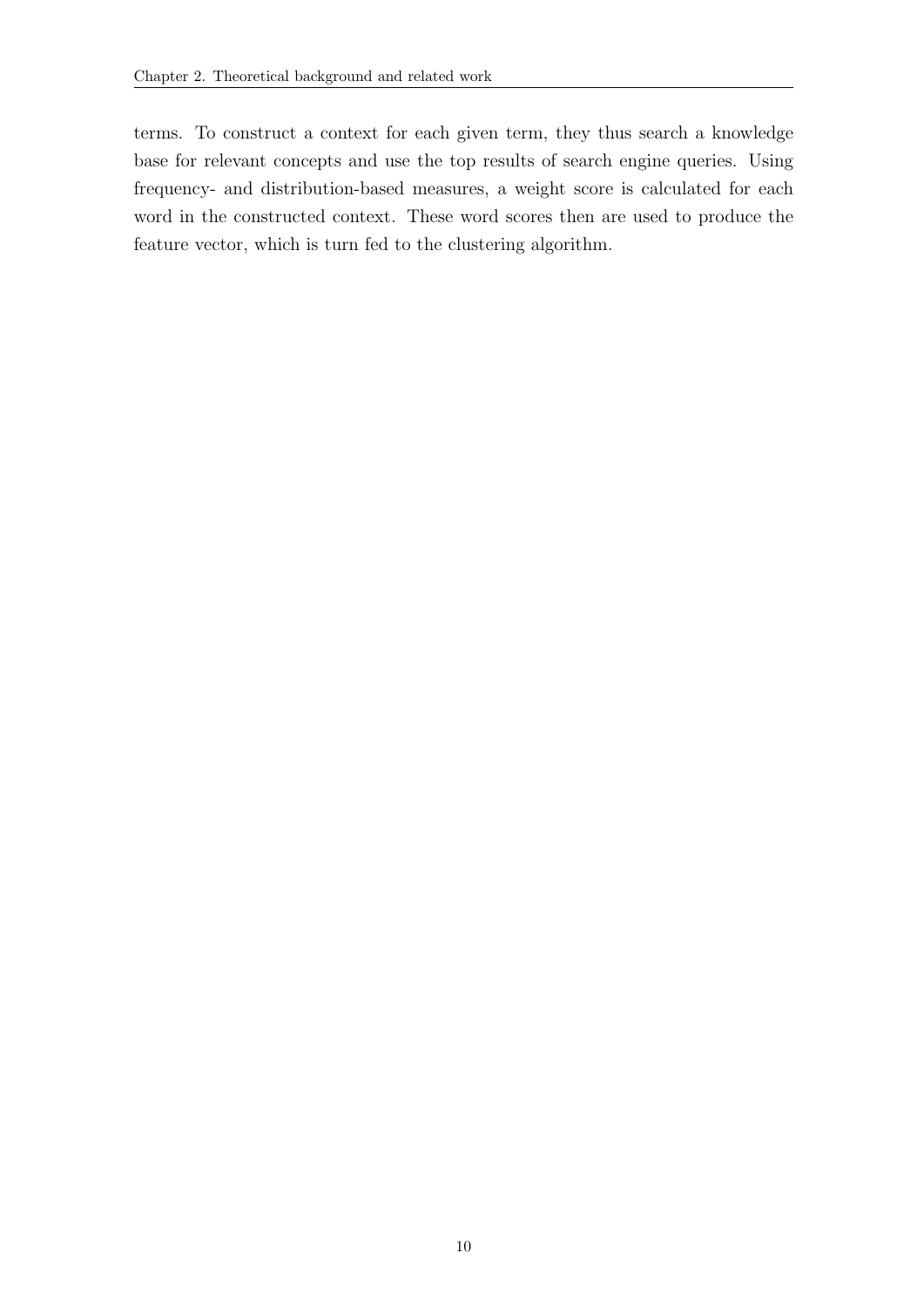terms. To construct a context for each given term, they thus search a knowledge base for relevant concepts and use the top results of search engine queries. Using frequency- and distribution-based measures, a weight score is calculated for each word in the constructed context. These word scores then are used to produce the feature vector, which is turn fed to the clustering algorithm.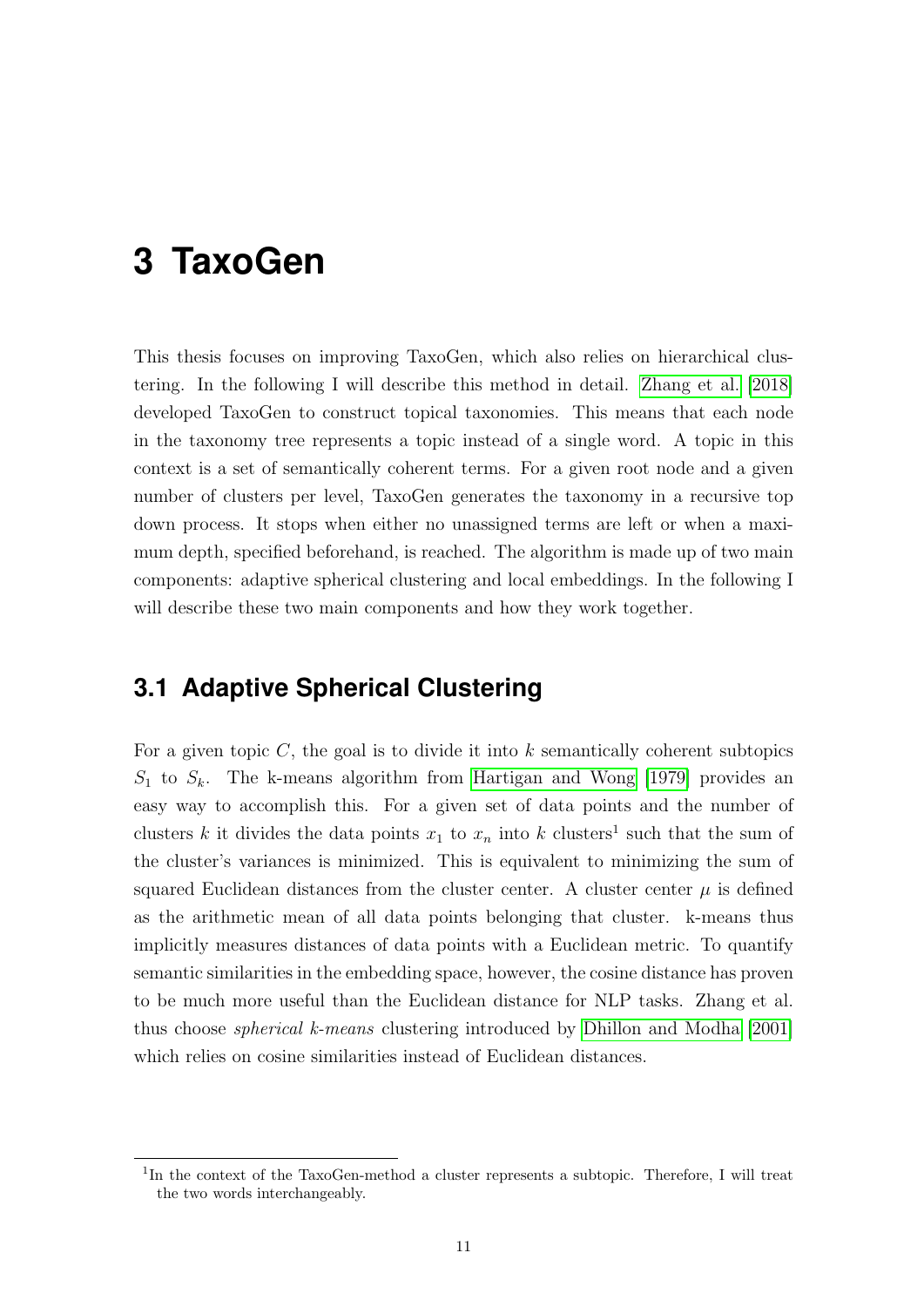# 3 TaxoGen

This thesis focuses on improving TaxoGen, which also relies on hierarchical clustering. In the following I will describe this method in detail. Zhang et al. [2018] developed TaxoGen to construct topical taxonomies. This means that each node in the taxonomy tree represents a topic instead of a single word. A topic in this context is a set of semantically coherent terms. For a given root node and a given number of clusters per level, TaxoGen generates the taxonomy in a recursive top down process. It stops when either no unassigned terms are left or when a maximum depth, specified beforehand, is reached. The algorithm is made up of two main components: adaptive spherical clustering and local embeddings. In the following I will describe these two main components and how they work together.

## 3.1 Adaptive Spherical Clustering

For a given topic $C$, the goal is to divide it into $k$ semantically coherent subtopics $S_1$ to $S_k$. The k-means algorithm from Hartigan and Wong [1979] provides an easy way to accomplish this. For a given set of data points and the number of clusters $k$ it divides the data points $x_1$ to $x_n$ into $k$ clusters[1] such that the sum of the cluster's variances is minimized. This is equivalent to minimizing the sum of squared Euclidean distances from the cluster center. A cluster center $\mu$ is defined as the arithmetic mean of all data points belonging that cluster. k-means thus implicitly measures distances of data points with a Euclidean metric. To quantify semantic similarities in the embedding space, however, the cosine distance has proven to be much more useful than the Euclidean distance for NLP tasks. Zhang et al. thus choose *spherical k-means* clustering introduced by Dhillon and Modha [2001] which relies on cosine similarities instead of Euclidean distances.

[1] In the context of the TaxoGen-method a cluster represents a subtopic. Therefore, I will treat the two words interchangeably.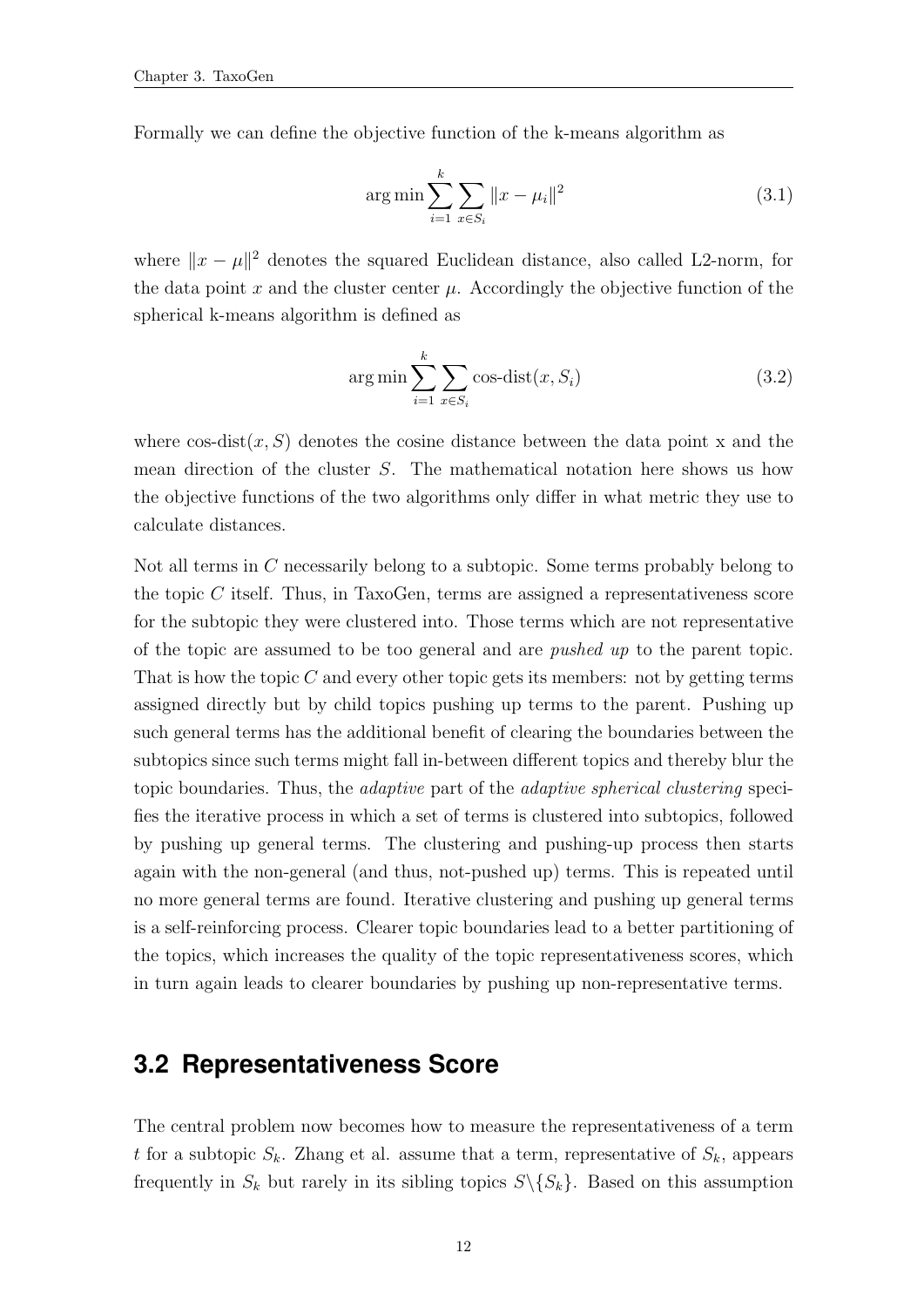Formally we can define the objective function of the k-means algorithm as

$$\arg\min \sum_{i=1}^{k} \sum_{x \in S_i} \|x - \mu_i\|^2 \tag{3.1}$$

where $\|x - \mu\|^2$ denotes the squared Euclidean distance, also called L2-norm, for the data point $x$ and the cluster center $\mu$. Accordingly the objective function of the spherical k-means algorithm is defined as

$$\arg\min \sum_{i=1}^{k} \sum_{x \in S_i} \text{cos-dist}(x, S_i) \tag{3.2}$$

where $\text{cos-dist}(x, S)$ denotes the cosine distance between the data point x and the mean direction of the cluster $S$. The mathematical notation here shows us how the objective functions of the two algorithms only differ in what metric they use to calculate distances.

Not all terms in $C$ necessarily belong to a subtopic. Some terms probably belong to the topic $C$ itself. Thus, in TaxoGen, terms are assigned a representativeness score for the subtopic they were clustered into. Those terms which are not representative of the topic are assumed to be too general and are *pushed up* to the parent topic. That is how the topic $C$ and every other topic gets its members: not by getting terms assigned directly but by child topics pushing up terms to the parent. Pushing up such general terms has the additional benefit of clearing the boundaries between the subtopics since such terms might fall in-between different topics and thereby blur the topic boundaries. Thus, the *adaptive* part of the *adaptive spherical clustering* specifies the iterative process in which a set of terms is clustered into subtopics, followed by pushing up general terms. The clustering and pushing-up process then starts again with the non-general (and thus, not-pushed up) terms. This is repeated until no more general terms are found. Iterative clustering and pushing up general terms is a self-reinforcing process. Clearer topic boundaries lead to a better partitioning of the topics, which increases the quality of the topic representativeness scores, which in turn again leads to clearer boundaries by pushing up non-representative terms.

## 3.2 Representativeness Score

The central problem now becomes how to measure the representativeness of a term $t$ for a subtopic $S_k$. Zhang et al. assume that a term, representative of $S_k$, appears frequently in $S_k$ but rarely in its sibling topics $S \backslash \{S_k\}$. Based on this assumption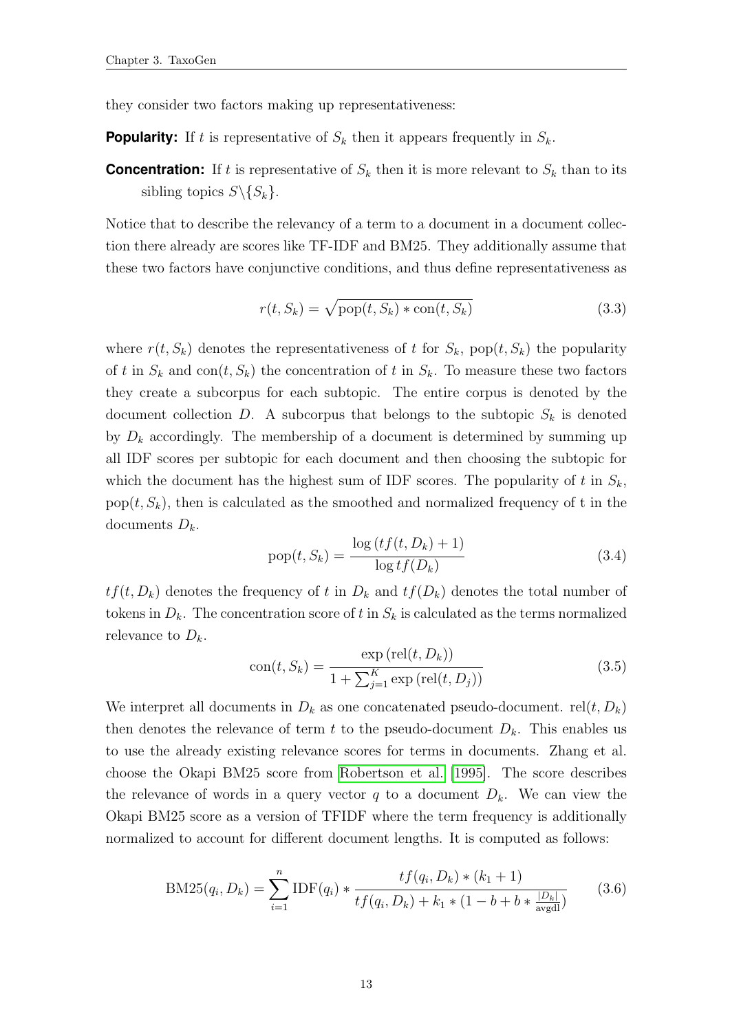they consider two factors making up representativeness:

**Popularity:** If $t$ is representative of $S_k$ then it appears frequently in $S_k$.

**Concentration:** If $t$ is representative of $S_k$ then it is more relevant to $S_k$ than to its sibling topics $S \backslash \{S_k\}$.

Notice that to describe the relevancy of a term to a document in a document collection there already are scores like TF-IDF and BM25. They additionally assume that these two factors have conjunctive conditions, and thus define representativeness as

$$r(t, S_k) = \sqrt{\text{pop}(t, S_k) * \text{con}(t, S_k)} \tag{3.3}$$

where $r(t, S_k)$ denotes the representativeness of $t$ for $S_k$, $\text{pop}(t, S_k)$ the popularity of $t$ in $S_k$ and $\text{con}(t, S_k)$ the concentration of $t$ in $S_k$. To measure these two factors they create a subcorpus for each subtopic. The entire corpus is denoted by the document collection $D$. A subcorpus that belongs to the subtopic $S_k$ is denoted by $D_k$ accordingly. The membership of a document is determined by summing up all IDF scores per subtopic for each document and then choosing the subtopic for which the document has the highest sum of IDF scores. The popularity of $t$ in $S_k$, $\text{pop}(t, S_k)$, then is calculated as the smoothed and normalized frequency of t in the documents $D_k$.

$$\text{pop}(t, S_k) = \frac{\log (tf(t, D_k) + 1)}{\log tf(D_k)} \tag{3.4}$$

$tf(t, D_k)$ denotes the frequency of $t$ in $D_k$ and $tf(D_k)$ denotes the total number of tokens in $D_k$. The concentration score of $t$ in $S_k$ is calculated as the terms normalized relevance to $D_k$.

$$\text{con}(t, S_k) = \frac{\exp (\text{rel}(t, D_k))}{1 + \sum_{j=1}^{K} \exp (\text{rel}(t, D_j))} \tag{3.5}$$

We interpret all documents in $D_k$ as one concatenated pseudo-document. $\text{rel}(t, D_k)$ then denotes the relevance of term $t$ to the pseudo-document $D_k$. This enables us to use the already existing relevance scores for terms in documents. Zhang et al. choose the Okapi BM25 score from Robertson et al. [1995]. The score describes the relevance of words in a query vector $q$ to a document $D_k$. We can view the Okapi BM25 score as a version of TFIDF where the term frequency is additionally normalized to account for different document lengths. It is computed as follows:

$$\text{BM25}(q_i, D_k) = \sum_{i=1}^{n} \text{IDF}(q_i) * \frac{tf(q_i, D_k) * (k_1 + 1)}{tf(q_i, D_k) + k_1 * (1 - b + b * \frac{|D_k|}{\text{avgdl}})} \tag{3.6}$$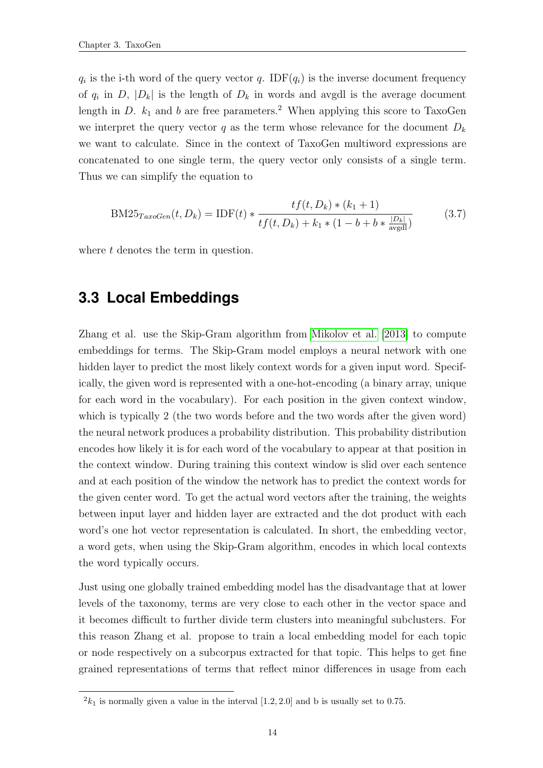$q_i$ is the i-th word of the query vector $q$. $\text{IDF}(q_i)$ is the inverse document frequency of $q_i$ in $D$, $|D_k|$ is the length of $D_k$ in words and avgdl is the average document length in $D$. $k_1$ and $b$ are free parameters.[2] When applying this score to TaxoGen we interpret the query vector $q$ as the term whose relevance for the document $D_k$ we want to calculate. Since in the context of TaxoGen multiword expressions are concatenated to one single term, the query vector only consists of a single term. Thus we can simplify the equation to

$$\text{BM25}_{TaxoGen}(t, D_k) = \text{IDF}(t) * \frac{tf(t, D_k) * (k_1 + 1)}{tf(t, D_k) + k_1 * (1 - b + b * \frac{|D_k|}{\text{avgdl}})} \tag{3.7}$$

where $t$ denotes the term in question.

## 3.3 Local Embeddings

Zhang et al. use the Skip-Gram algorithm from Mikolov et al. [2013] to compute embeddings for terms. The Skip-Gram model employs a neural network with one hidden layer to predict the most likely context words for a given input word. Specifically, the given word is represented with a one-hot-encoding (a binary array, unique for each word in the vocabulary). For each position in the given context window, which is typically 2 (the two words before and the two words after the given word) the neural network produces a probability distribution. This probability distribution encodes how likely it is for each word of the vocabulary to appear at that position in the context window. During training this context window is slid over each sentence and at each position of the window the network has to predict the context words for the given center word. To get the actual word vectors after the training, the weights between input layer and hidden layer are extracted and the dot product with each word's one hot vector representation is calculated. In short, the embedding vector, a word gets, when using the Skip-Gram algorithm, encodes in which local contexts the word typically occurs.

Just using one globally trained embedding model has the disadvantage that at lower levels of the taxonomy, terms are very close to each other in the vector space and it becomes difficult to further divide term clusters into meaningful subclusters. For this reason Zhang et al. propose to train a local embedding model for each topic or node respectively on a subcorpus extracted for that topic. This helps to get fine grained representations of terms that reflect minor differences in usage from each

[2] $k_1$ is normally given a value in the interval $[1.2, 2.0]$ and b is usually set to 0.75.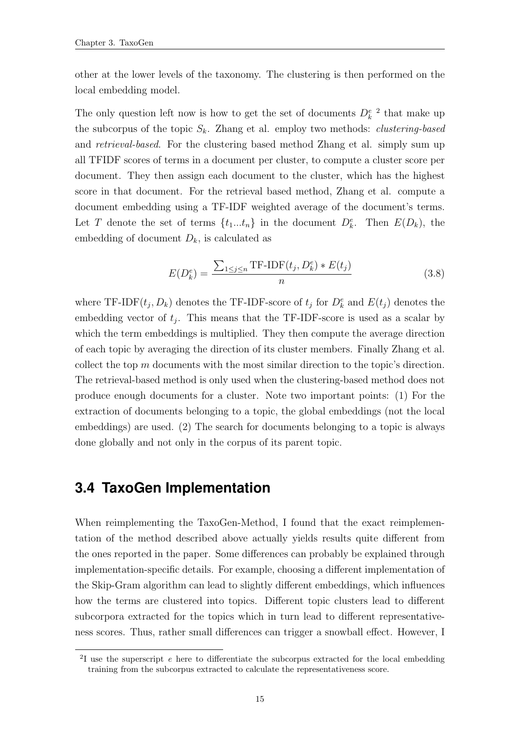other at the lower levels of the taxonomy. The clustering is then performed on the local embedding model.

The only question left now is how to get the set of documents $D_k^e$ [2] that make up the subcorpus of the topic $S_k$. Zhang et al. employ two methods: *clustering-based* and *retrieval-based*. For the clustering based method Zhang et al. simply sum up all TFIDF scores of terms in a document per cluster, to compute a cluster score per document. They then assign each document to the cluster, which has the highest score in that document. For the retrieval based method, Zhang et al. compute a document embedding using a TF-IDF weighted average of the document's terms. Let $T$ denote the set of terms $\{t_1...t_n\}$ in the document $D_k^e$. Then $E(D_k)$, the embedding of document $D_k$, is calculated as

$$E(D_k^e) = \frac{\sum_{1 \leq j \leq n} \text{TF-IDF}(t_j, D_k^e) * E(t_j)}{n} \tag{3.8}$$

where $\text{TF-IDF}(t_j, D_k)$ denotes the TF-IDF-score of $t_j$ for $D_k^e$ and $E(t_j)$ denotes the embedding vector of $t_j$. This means that the TF-IDF-score is used as a scalar by which the term embeddings is multiplied. They then compute the average direction of each topic by averaging the direction of its cluster members. Finally Zhang et al. collect the top $m$ documents with the most similar direction to the topic's direction. The retrieval-based method is only used when the clustering-based method does not produce enough documents for a cluster. Note two important points: (1) For the extraction of documents belonging to a topic, the global embeddings (not the local embeddings) are used. (2) The search for documents belonging to a topic is always done globally and not only in the corpus of its parent topic.

## 3.4 TaxoGen Implementation

When reimplementing the TaxoGen-Method, I found that the exact reimplementation of the method described above actually yields results quite different from the ones reported in the paper. Some differences can probably be explained through implementation-specific details. For example, choosing a different implementation of the Skip-Gram algorithm can lead to slightly different embeddings, which influences how the terms are clustered into topics. Different topic clusters lead to different subcorpora extracted for the topics which in turn lead to different representativeness scores. Thus, rather small differences can trigger a snowball effect. However, I

[2] I use the superscript $e$ here to differentiate the subcorpus extracted for the local embedding training from the subcorpus extracted to calculate the representativeness score.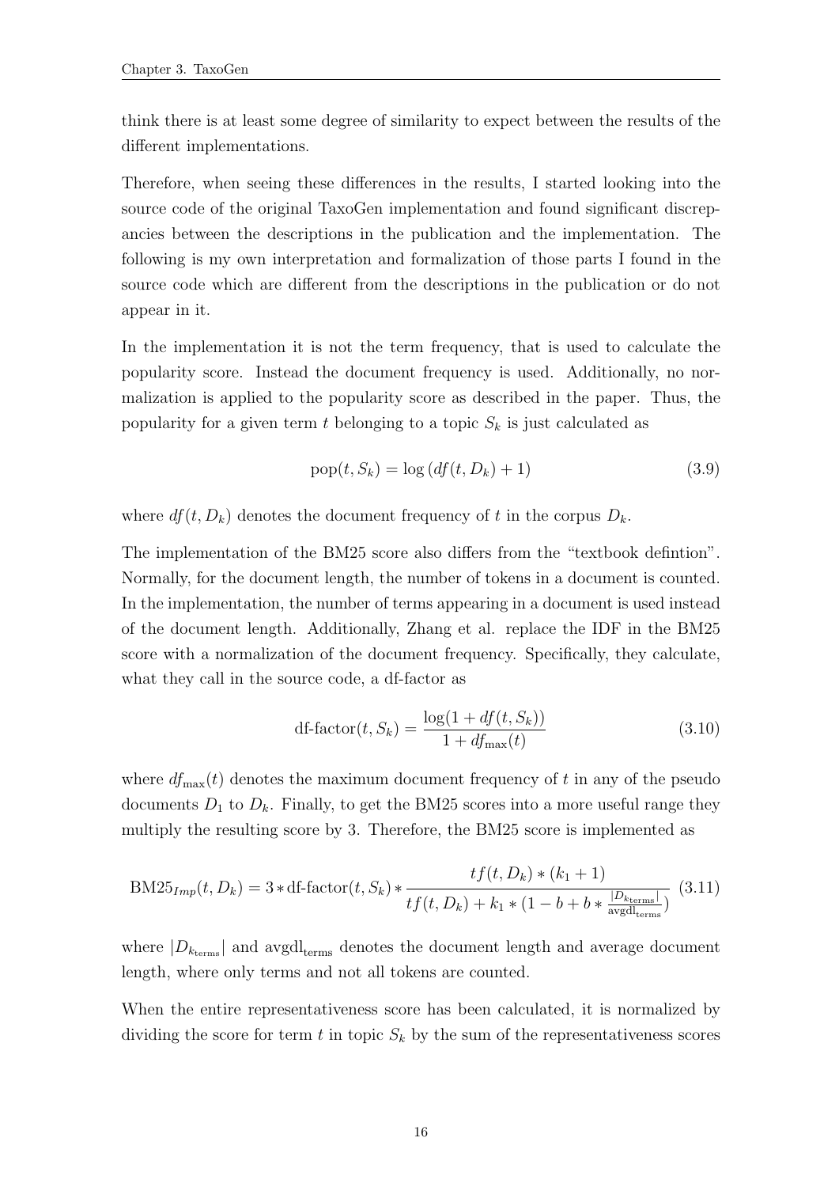think there is at least some degree of similarity to expect between the results of the different implementations.

Therefore, when seeing these differences in the results, I started looking into the source code of the original TaxoGen implementation and found significant discrepancies between the descriptions in the publication and the implementation. The following is my own interpretation and formalization of those parts I found in the source code which are different from the descriptions in the publication or do not appear in it.

In the implementation it is not the term frequency, that is used to calculate the popularity score. Instead the document frequency is used. Additionally, no normalization is applied to the popularity score as described in the paper. Thus, the popularity for a given term $t$ belonging to a topic $S_k$ is just calculated as

$$\text{pop}(t, S_k) = \log\left(df(t, D_k) + 1\right) \tag{3.9}$$

where $df(t, D_k)$ denotes the document frequency of $t$ in the corpus $D_k$.

The implementation of the BM25 score also differs from the "textbook defintion". Normally, for the document length, the number of tokens in a document is counted. In the implementation, the number of terms appearing in a document is used instead of the document length. Additionally, Zhang et al. replace the IDF in the BM25 score with a normalization of the document frequency. Specifically, they calculate, what they call in the source code, a df-factor as

$$\text{df-factor}(t, S_k) = \frac{\log(1 + df(t, S_k))}{1 + df_{\max}(t)} \tag{3.10}$$

where $df_{\max}(t)$ denotes the maximum document frequency of $t$ in any of the pseudo documents $D_1$ to $D_k$. Finally, to get the BM25 scores into a more useful range they multiply the resulting score by 3. Therefore, the BM25 score is implemented as

$$\text{BM25}_{Imp}(t, D_k) = 3 * \text{df-factor}(t, S_k) * \frac{tf(t, D_k) * (k_1 + 1)}{tf(t, D_k) + k_1 * (1 - b + b * \frac{|D_{k_{\text{terms}}}|}{\text{avgdl}_{\text{terms}}})} \tag{3.11}$$

where $|D_{k_{\text{terms}}}|$ and $\text{avgdl}_{\text{terms}}$ denotes the document length and average document length, where only terms and not all tokens are counted.

When the entire representativeness score has been calculated, it is normalized by dividing the score for term $t$ in topic $S_k$ by the sum of the representativeness scores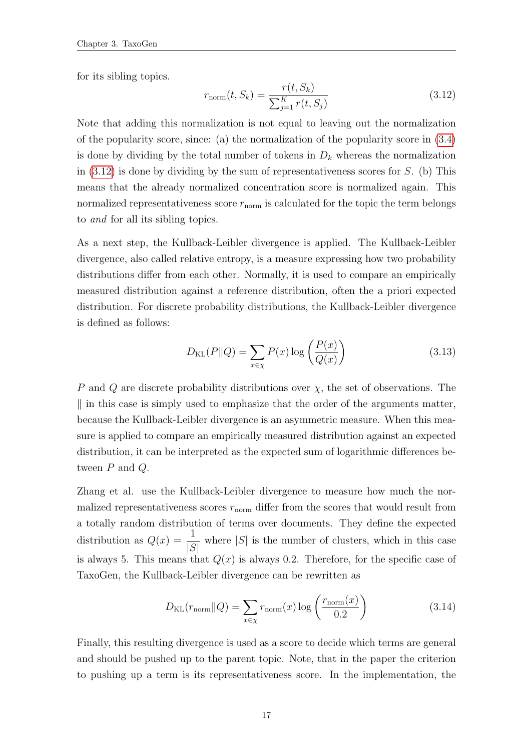for its sibling topics.

$$r_{\text{norm}}(t, S_k) = \frac{r(t, S_k)}{\sum_{j=1}^{K} r(t, S_j)} \tag{3.12}$$

Note that adding this normalization is not equal to leaving out the normalization of the popularity score, since: (a) the normalization of the popularity score in (3.4) is done by dividing by the total number of tokens in $D_k$ whereas the normalization in (3.12) is done by dividing by the sum of representativeness scores for $S$. (b) This means that the already normalized concentration score is normalized again. This normalized representativeness score $r_{\text{norm}}$ is calculated for the topic the term belongs to *and* for all its sibling topics.

As a next step, the Kullback-Leibler divergence is applied. The Kullback-Leibler divergence, also called relative entropy, is a measure expressing how two probability distributions differ from each other. Normally, it is used to compare an empirically measured distribution against a reference distribution, often the a priori expected distribution. For discrete probability distributions, the Kullback-Leibler divergence is defined as follows:

$$D_{\text{KL}}(P \| Q) = \sum_{x \in \chi} P(x) \log \left( \frac{P(x)}{Q(x)} \right) \tag{3.13}$$

$P$ and $Q$ are discrete probability distributions over $\chi$, the set of observations. The $\|$ in this case is simply used to emphasize that the order of the arguments matter, because the Kullback-Leibler divergence is an asymmetric measure. When this measure is applied to compare an empirically measured distribution against an expected distribution, it can be interpreted as the expected sum of logarithmic differences between $P$ and $Q$.

Zhang et al. use the Kullback-Leibler divergence to measure how much the normalized representativeness scores $r_{\text{norm}}$ differ from the scores that would result from a totally random distribution of terms over documents. They define the expected distribution as $Q(x) = \frac{1}{|S|}$ where $|S|$ is the number of clusters, which in this case is always 5. This means that $Q(x)$ is always 0.2. Therefore, for the specific case of TaxoGen, the Kullback-Leibler divergence can be rewritten as

$$D_{\text{KL}}(r_{\text{norm}} \| Q) = \sum_{x \in \chi} r_{\text{norm}}(x) \log \left( \frac{r_{\text{norm}}(x)}{0.2} \right) \tag{3.14}$$

Finally, this resulting divergence is used as a score to decide which terms are general and should be pushed up to the parent topic. Note, that in the paper the criterion to pushing up a term is its representativeness score. In the implementation, the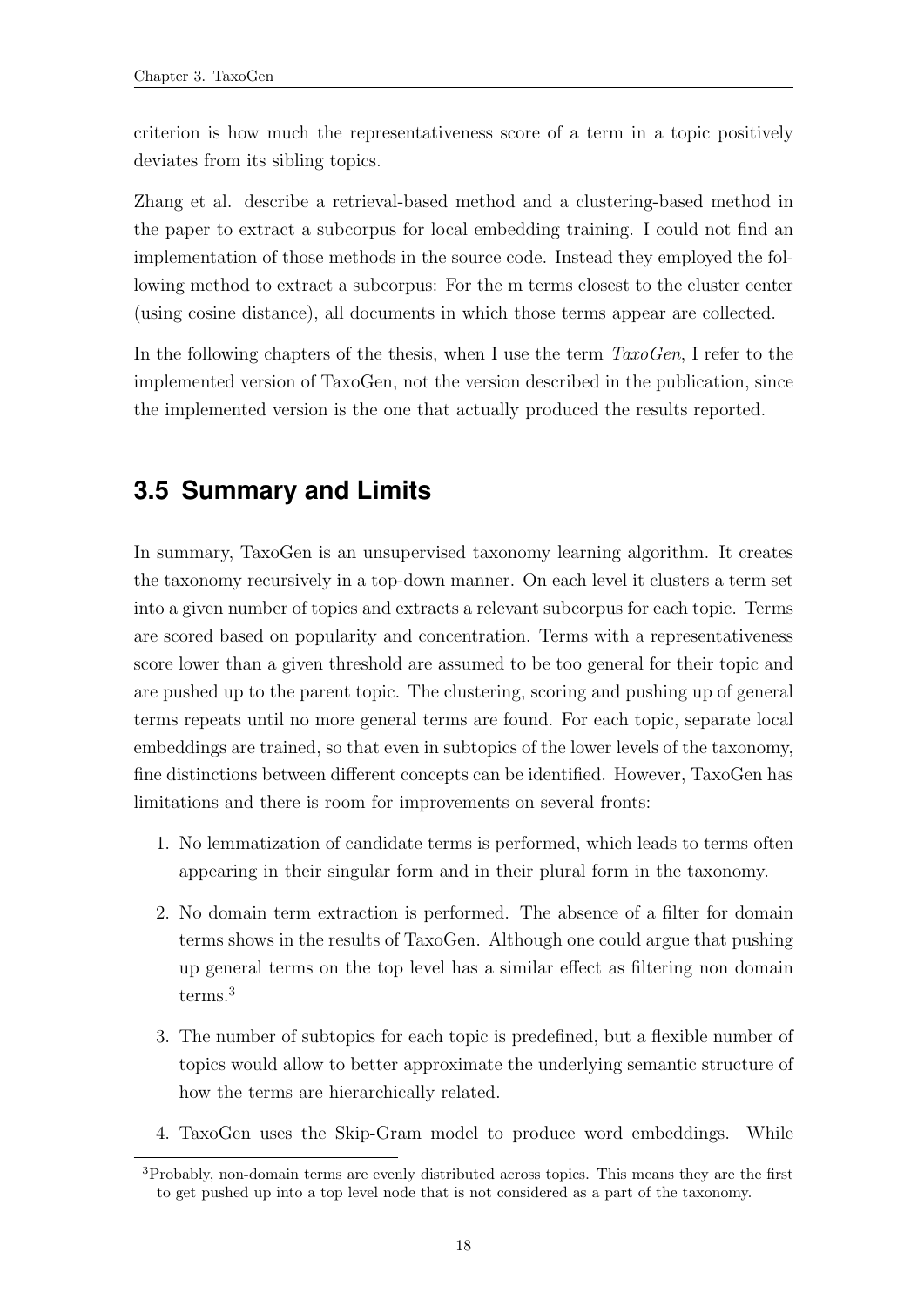criterion is how much the representativeness score of a term in a topic positively deviates from its sibling topics.

Zhang et al. describe a retrieval-based method and a clustering-based method in the paper to extract a subcorpus for local embedding training. I could not find an implementation of those methods in the source code. Instead they employed the following method to extract a subcorpus: For the m terms closest to the cluster center (using cosine distance), all documents in which those terms appear are collected.

In the following chapters of the thesis, when I use the term *TaxoGen*, I refer to the implemented version of TaxoGen, not the version described in the publication, since the implemented version is the one that actually produced the results reported.

## 3.5 Summary and Limits

In summary, TaxoGen is an unsupervised taxonomy learning algorithm. It creates the taxonomy recursively in a top-down manner. On each level it clusters a term set into a given number of topics and extracts a relevant subcorpus for each topic. Terms are scored based on popularity and concentration. Terms with a representativeness score lower than a given threshold are assumed to be too general for their topic and are pushed up to the parent topic. The clustering, scoring and pushing up of general terms repeats until no more general terms are found. For each topic, separate local embeddings are trained, so that even in subtopics of the lower levels of the taxonomy, fine distinctions between different concepts can be identified. However, TaxoGen has limitations and there is room for improvements on several fronts:

1. No lemmatization of candidate terms is performed, which leads to terms often appearing in their singular form and in their plural form in the taxonomy.
2. No domain term extraction is performed. The absence of a filter for domain terms shows in the results of TaxoGen. Although one could argue that pushing up general terms on the top level has a similar effect as filtering non domain terms.[3]
3. The number of subtopics for each topic is predefined, but a flexible number of topics would allow to better approximate the underlying semantic structure of how the terms are hierarchically related.
4. TaxoGen uses the Skip-Gram model to produce word embeddings. While

[3] Probably, non-domain terms are evenly distributed across topics. This means they are the first to get pushed up into a top level node that is not considered as a part of the taxonomy.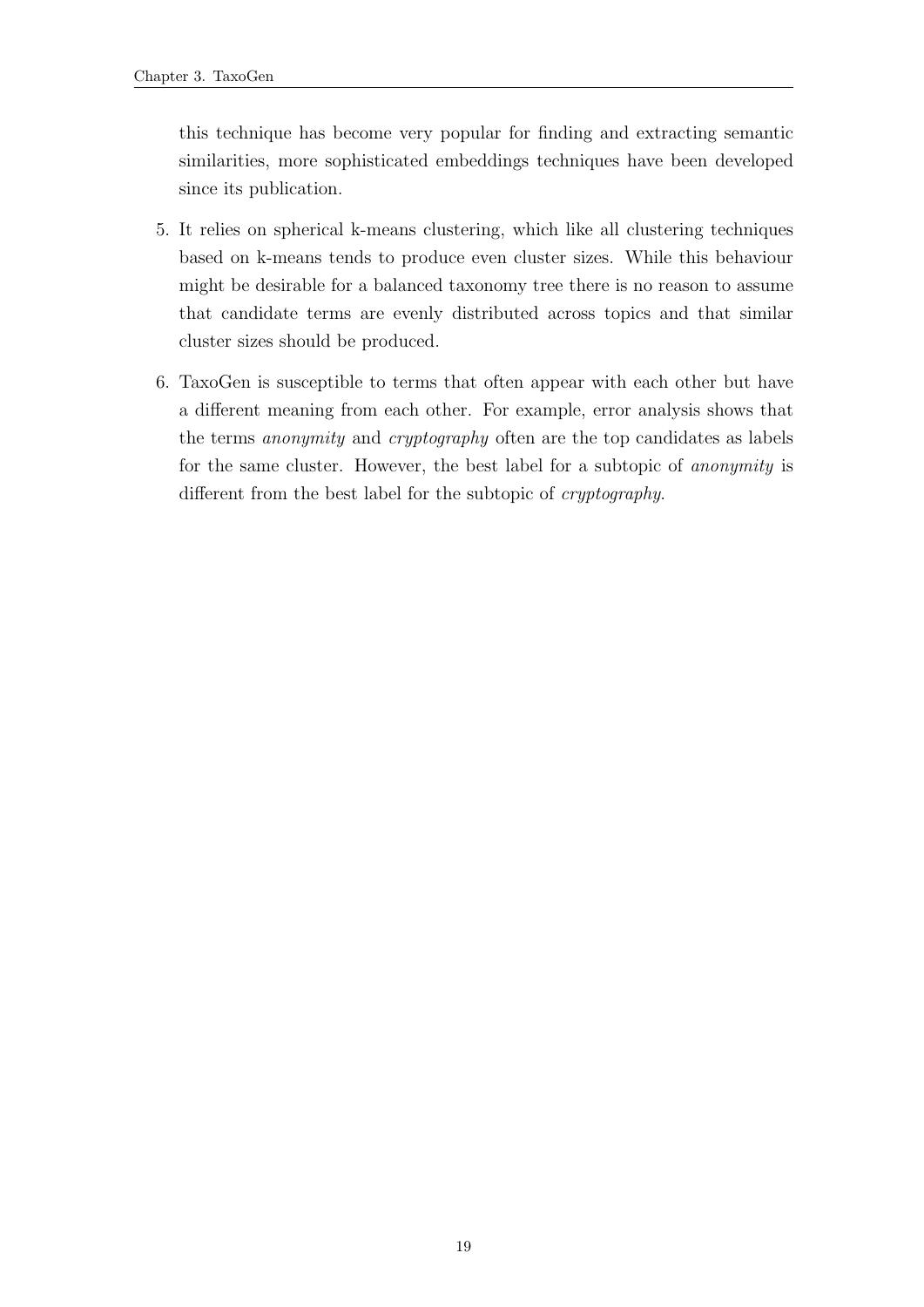this technique has become very popular for finding and extracting semantic similarities, more sophisticated embeddings techniques have been developed since its publication.

5. It relies on spherical k-means clustering, which like all clustering techniques based on k-means tends to produce even cluster sizes. While this behaviour might be desirable for a balanced taxonomy tree there is no reason to assume that candidate terms are evenly distributed across topics and that similar cluster sizes should be produced.

6. TaxoGen is susceptible to terms that often appear with each other but have a different meaning from each other. For example, error analysis shows that the terms *anonymity* and *cryptography* often are the top candidates as labels for the same cluster. However, the best label for a subtopic of *anonymity* is different from the best label for the subtopic of *cryptography*.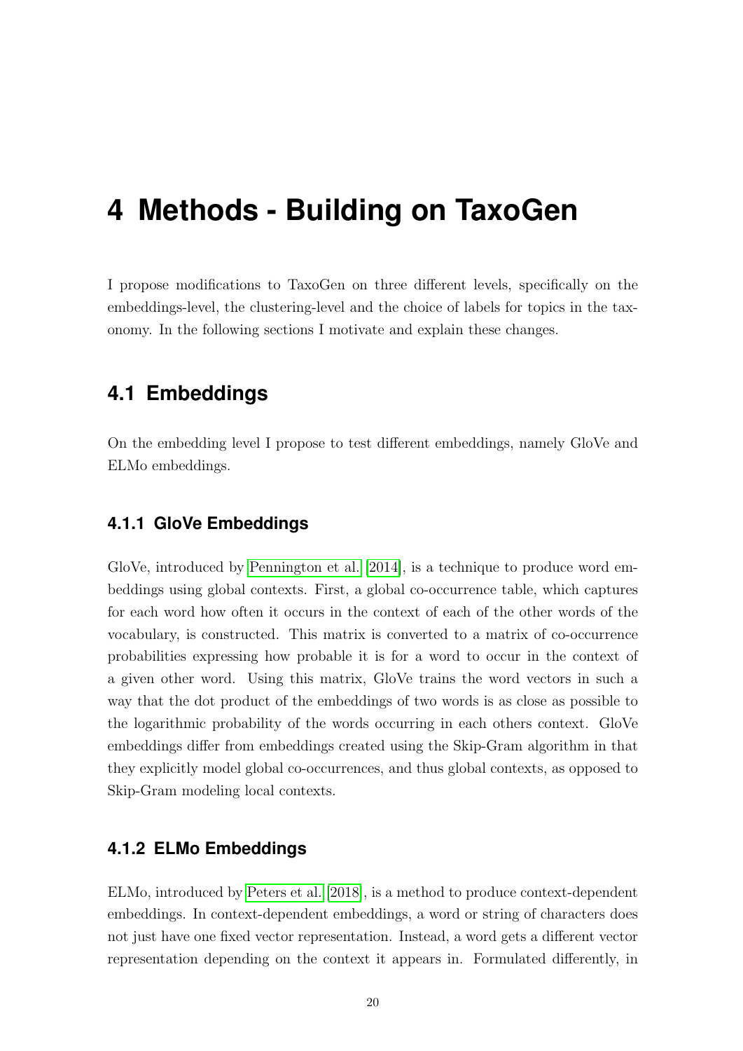# 4 Methods - Building on TaxoGen

I propose modifications to TaxoGen on three different levels, specifically on the embeddings-level, the clustering-level and the choice of labels for topics in the taxonomy. In the following sections I motivate and explain these changes.

## 4.1 Embeddings

On the embedding level I propose to test different embeddings, namely GloVe and ELMo embeddings.

### 4.1.1 GloVe Embeddings

GloVe, introduced by Pennington et al. [2014], is a technique to produce word embeddings using global contexts. First, a global co-occurrence table, which captures for each word how often it occurs in the context of each of the other words of the vocabulary, is constructed. This matrix is converted to a matrix of co-occurrence probabilities expressing how probable it is for a word to occur in the context of a given other word. Using this matrix, GloVe trains the word vectors in such a way that the dot product of the embeddings of two words is as close as possible to the logarithmic probability of the words occurring in each others context. GloVe embeddings differ from embeddings created using the Skip-Gram algorithm in that they explicitly model global co-occurrences, and thus global contexts, as opposed to Skip-Gram modeling local contexts.

### 4.1.2 ELMo Embeddings

ELMo, introduced by Peters et al. [2018], is a method to produce context-dependent embeddings. In context-dependent embeddings, a word or string of characters does not just have one fixed vector representation. Instead, a word gets a different vector representation depending on the context it appears in. Formulated differently, in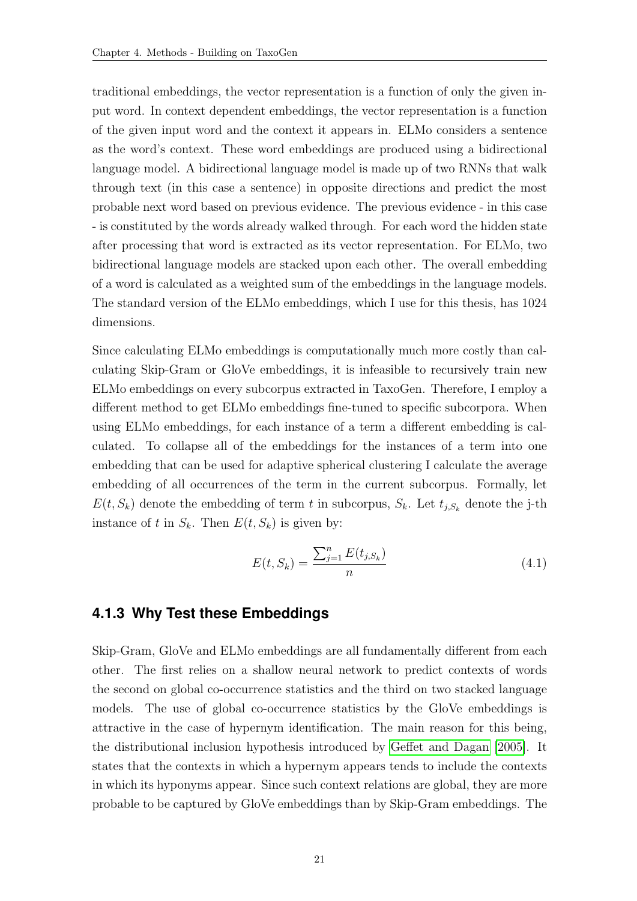traditional embeddings, the vector representation is a function of only the given input word. In context dependent embeddings, the vector representation is a function of the given input word and the context it appears in. ELMo considers a sentence as the word's context. These word embeddings are produced using a bidirectional language model. A bidirectional language model is made up of two RNNs that walk through text (in this case a sentence) in opposite directions and predict the most probable next word based on previous evidence. The previous evidence - in this case - is constituted by the words already walked through. For each word the hidden state after processing that word is extracted as its vector representation. For ELMo, two bidirectional language models are stacked upon each other. The overall embedding of a word is calculated as a weighted sum of the embeddings in the language models. The standard version of the ELMo embeddings, which I use for this thesis, has 1024 dimensions.

Since calculating ELMo embeddings is computationally much more costly than calculating Skip-Gram or GloVe embeddings, it is infeasible to recursively train new ELMo embeddings on every subcorpus extracted in TaxoGen. Therefore, I employ a different method to get ELMo embeddings fine-tuned to specific subcorpora. When using ELMo embeddings, for each instance of a term a different embedding is calculated. To collapse all of the embeddings for the instances of a term into one embedding that can be used for adaptive spherical clustering I calculate the average embedding of all occurrences of the term in the current subcorpus. Formally, let $E(t, S_k)$ denote the embedding of term $t$ in subcorpus, $S_k$. Let $t_{j,S_k}$ denote the j-th instance of $t$ in $S_k$. Then $E(t, S_k)$ is given by:

$$E(t, S_k) = \frac{\sum_{j=1}^{n} E(t_{j,S_k})}{n} \tag{4.1}$$

### 4.1.3 Why Test these Embeddings

Skip-Gram, GloVe and ELMo embeddings are all fundamentally different from each other. The first relies on a shallow neural network to predict contexts of words the second on global co-occurrence statistics and the third on two stacked language models. The use of global co-occurrence statistics by the GloVe embeddings is attractive in the case of hypernym identification. The main reason for this being, the distributional inclusion hypothesis introduced by Geffet and Dagan [2005]. It states that the contexts in which a hypernym appears tends to include the contexts in which its hyponyms appear. Since such context relations are global, they are more probable to be captured by GloVe embeddings than by Skip-Gram embeddings. The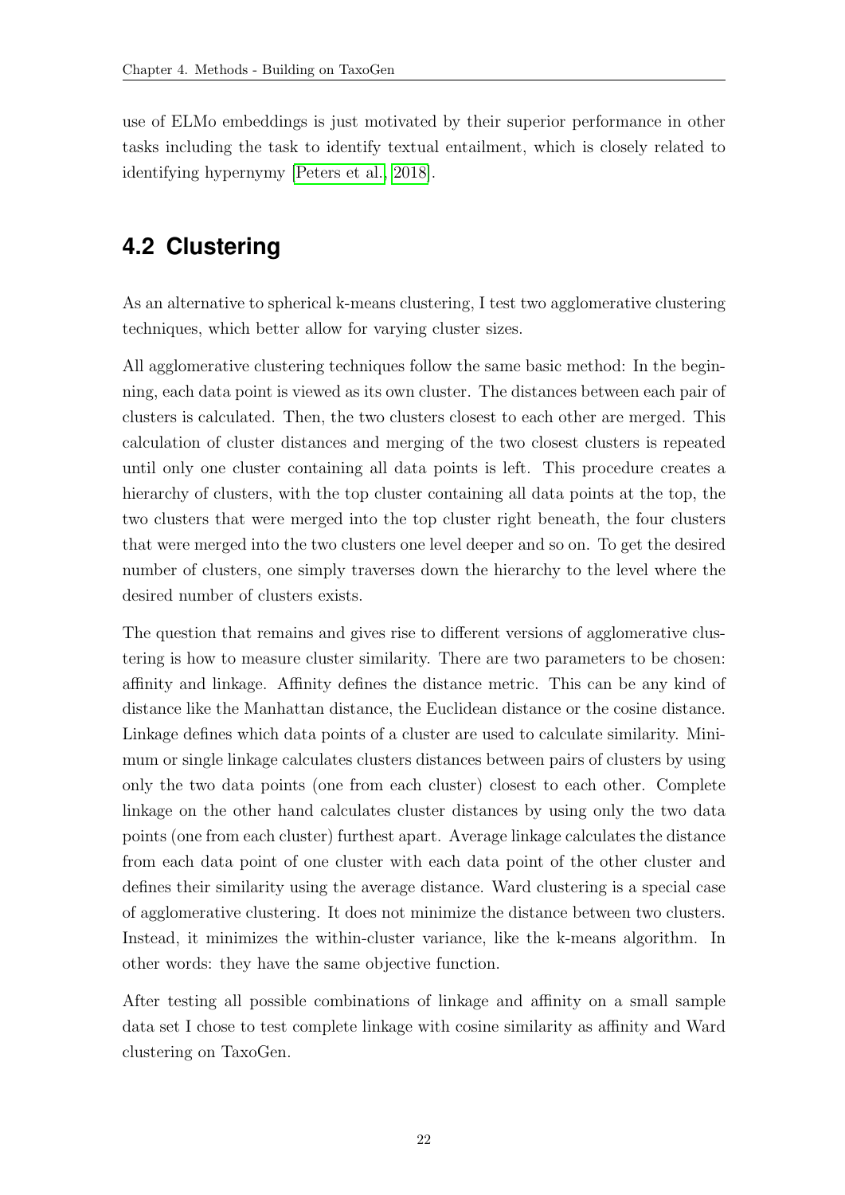use of ELMo embeddings is just motivated by their superior performance in other tasks including the task to identify textual entailment, which is closely related to identifying hypernymy [Peters et al., 2018].

## 4.2 Clustering

As an alternative to spherical k-means clustering, I test two agglomerative clustering techniques, which better allow for varying cluster sizes.

All agglomerative clustering techniques follow the same basic method: In the beginning, each data point is viewed as its own cluster. The distances between each pair of clusters is calculated. Then, the two clusters closest to each other are merged. This calculation of cluster distances and merging of the two closest clusters is repeated until only one cluster containing all data points is left. This procedure creates a hierarchy of clusters, with the top cluster containing all data points at the top, the two clusters that were merged into the top cluster right beneath, the four clusters that were merged into the two clusters one level deeper and so on. To get the desired number of clusters, one simply traverses down the hierarchy to the level where the desired number of clusters exists.

The question that remains and gives rise to different versions of agglomerative clustering is how to measure cluster similarity. There are two parameters to be chosen: affinity and linkage. Affinity defines the distance metric. This can be any kind of distance like the Manhattan distance, the Euclidean distance or the cosine distance. Linkage defines which data points of a cluster are used to calculate similarity. Minimum or single linkage calculates clusters distances between pairs of clusters by using only the two data points (one from each cluster) closest to each other. Complete linkage on the other hand calculates cluster distances by using only the two data points (one from each cluster) furthest apart. Average linkage calculates the distance from each data point of one cluster with each data point of the other cluster and defines their similarity using the average distance. Ward clustering is a special case of agglomerative clustering. It does not minimize the distance between two clusters. Instead, it minimizes the within-cluster variance, like the k-means algorithm. In other words: they have the same objective function.

After testing all possible combinations of linkage and affinity on a small sample data set I chose to test complete linkage with cosine similarity as affinity and Ward clustering on TaxoGen.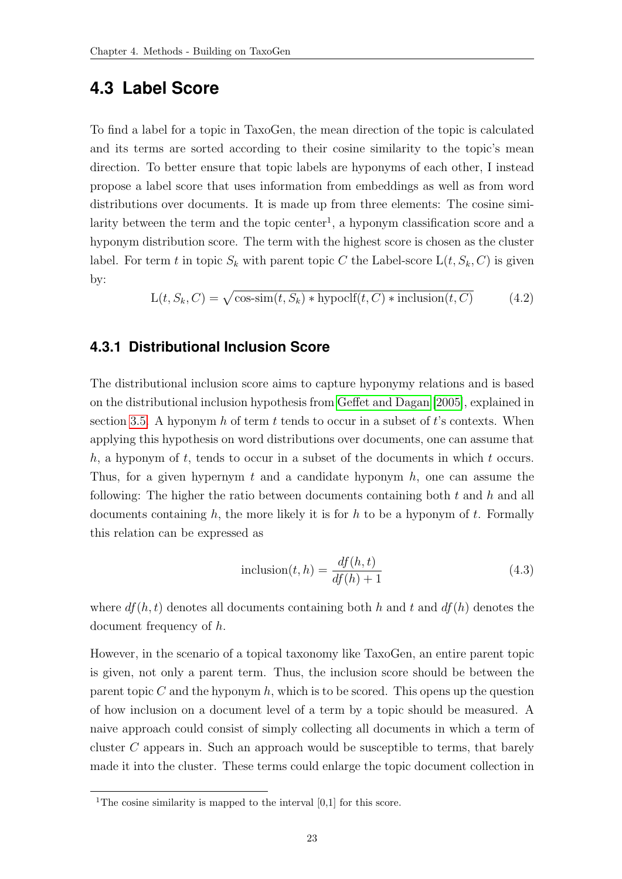## 4.3 Label Score

To find a label for a topic in TaxoGen, the mean direction of the topic is calculated and its terms are sorted according to their cosine similarity to the topic's mean direction. To better ensure that topic labels are hyponyms of each other, I instead propose a label score that uses information from embeddings as well as from word distributions over documents. It is made up from three elements: The cosine similarity between the term and the topic center[1], a hyponym classification score and a hyponym distribution score. The term with the highest score is chosen as the cluster label. For term $t$ in topic $S_k$ with parent topic $C$ the Label-score $\mathrm{L}(t, S_k, C)$ is given by:

$$\mathrm{L}(t, S_k, C) = \sqrt{\text{cos-sim}(t, S_k) * \text{hypoclf}(t, C) * \text{inclusion}(t, C)} \tag{4.2}$$

### 4.3.1 Distributional Inclusion Score

The distributional inclusion score aims to capture hyponymy relations and is based on the distributional inclusion hypothesis from Geffet and Dagan [2005], explained in section 3.5. A hyponym $h$ of term $t$ tends to occur in a subset of $t$'s contexts. When applying this hypothesis on word distributions over documents, one can assume that $h$, a hyponym of $t$, tends to occur in a subset of the documents in which $t$ occurs. Thus, for a given hypernym $t$ and a candidate hyponym $h$, one can assume the following: The higher the ratio between documents containing both $t$ and $h$ and all documents containing $h$, the more likely it is for $h$ to be a hyponym of $t$. Formally this relation can be expressed as

$$\text{inclusion}(t, h) = \frac{df(h, t)}{df(h) + 1} \tag{4.3}$$

where $df(h, t)$ denotes all documents containing both $h$ and $t$ and $df(h)$ denotes the document frequency of $h$.

However, in the scenario of a topical taxonomy like TaxoGen, an entire parent topic is given, not only a parent term. Thus, the inclusion score should be between the parent topic $C$ and the hyponym $h$, which is to be scored. This opens up the question of how inclusion on a document level of a term by a topic should be measured. A naive approach could consist of simply collecting all documents in which a term of cluster $C$ appears in. Such an approach would be susceptible to terms, that barely made it into the cluster. These terms could enlarge the topic document collection in

[1] The cosine similarity is mapped to the interval [0,1] for this score.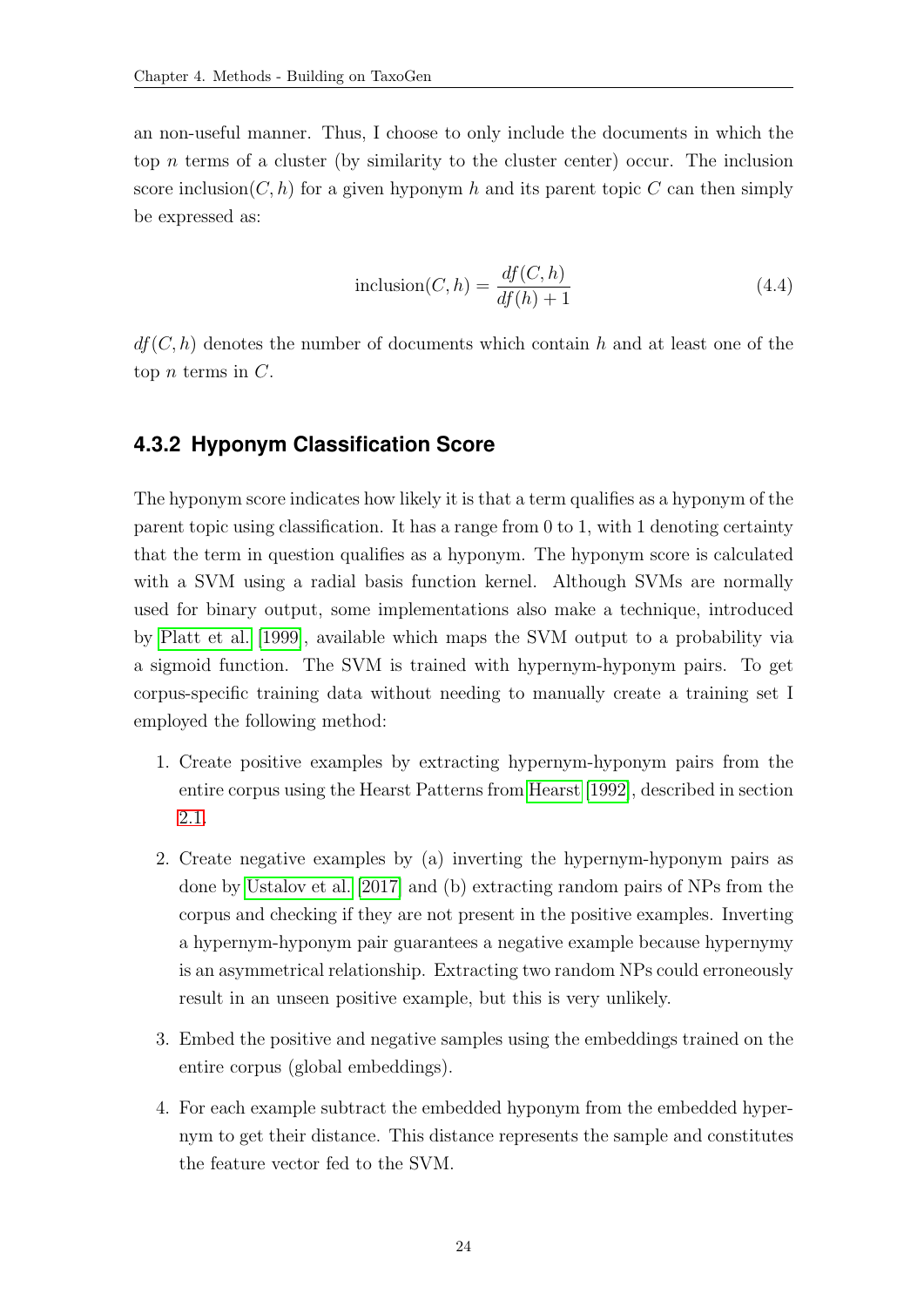an non-useful manner. Thus, I choose to only include the documents in which the top $n$ terms of a cluster (by similarity to the cluster center) occur. The inclusion score inclusion$(C, h)$ for a given hyponym $h$ and its parent topic $C$ can then simply be expressed as:

$$\text{inclusion}(C, h) = \frac{df(C, h)}{df(h) + 1} \tag{4.4}$$

$df(C, h)$ denotes the number of documents which contain $h$ and at least one of the top $n$ terms in $C$.

### 4.3.2 Hyponym Classification Score

The hyponym score indicates how likely it is that a term qualifies as a hyponym of the parent topic using classification. It has a range from 0 to 1, with 1 denoting certainty that the term in question qualifies as a hyponym. The hyponym score is calculated with a SVM using a radial basis function kernel. Although SVMs are normally used for binary output, some implementations also make a technique, introduced by Platt et al. [1999], available which maps the SVM output to a probability via a sigmoid function. The SVM is trained with hypernym-hyponym pairs. To get corpus-specific training data without needing to manually create a training set I employed the following method:

1. Create positive examples by extracting hypernym-hyponym pairs from the entire corpus using the Hearst Patterns from Hearst [1992], described in section 2.1.
2. Create negative examples by (a) inverting the hypernym-hyponym pairs as done by Ustalov et al. [2017] and (b) extracting random pairs of NPs from the corpus and checking if they are not present in the positive examples. Inverting a hypernym-hyponym pair guarantees a negative example because hypernymy is an asymmetrical relationship. Extracting two random NPs could erroneously result in an unseen positive example, but this is very unlikely.
3. Embed the positive and negative samples using the embeddings trained on the entire corpus (global embeddings).
4. For each example subtract the embedded hyponym from the embedded hypernym to get their distance. This distance represents the sample and constitutes the feature vector fed to the SVM.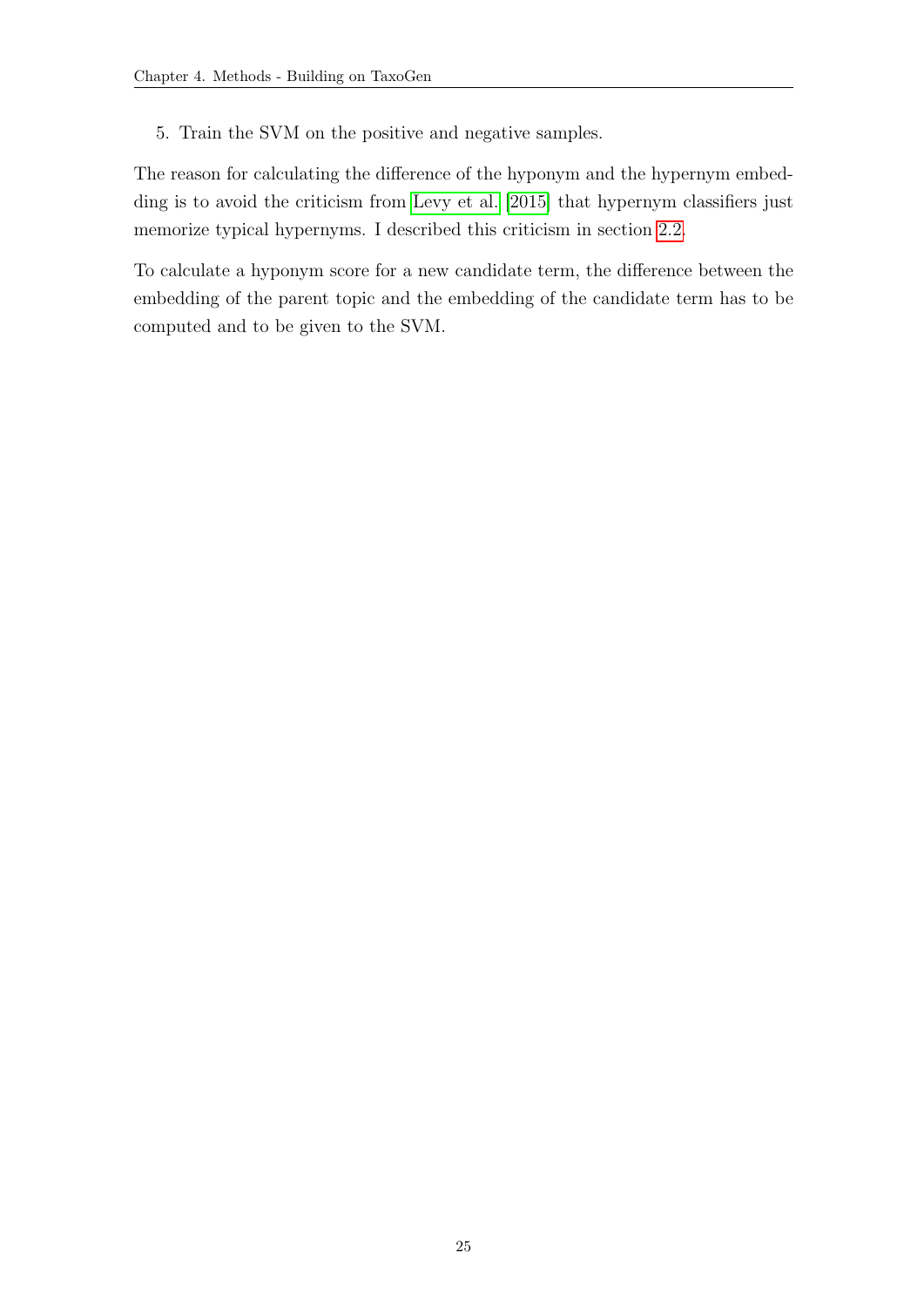5. Train the SVM on the positive and negative samples.

The reason for calculating the difference of the hyponym and the hypernym embedding is to avoid the criticism from Levy et al. [2015] that hypernym classifiers just memorize typical hypernyms. I described this criticism in section 2.2.

To calculate a hyponym score for a new candidate term, the difference between the embedding of the parent topic and the embedding of the candidate term has to be computed and to be given to the SVM.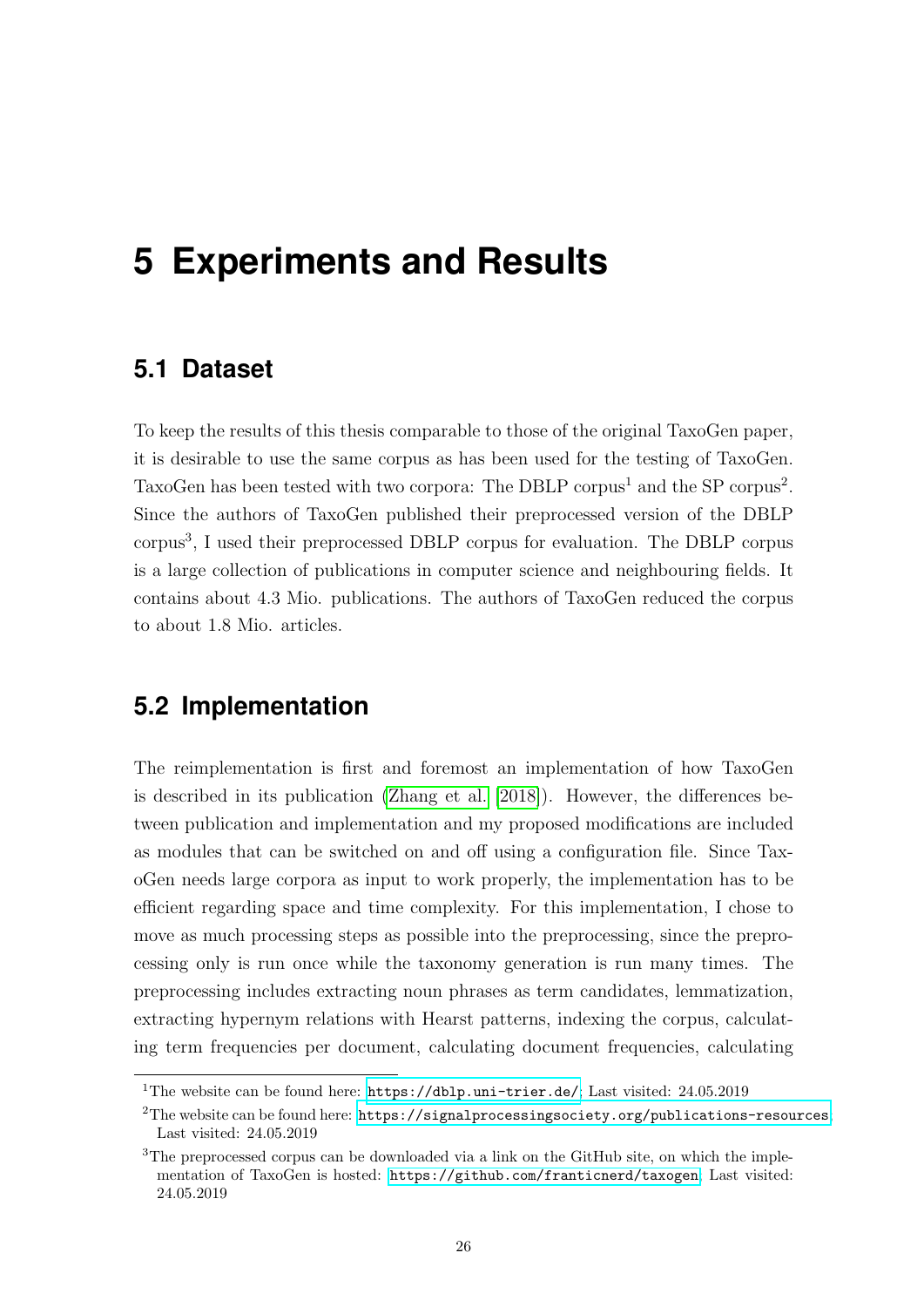# 5 Experiments and Results

## 5.1 Dataset

To keep the results of this thesis comparable to those of the original TaxoGen paper, it is desirable to use the same corpus as has been used for the testing of TaxoGen. TaxoGen has been tested with two corpora: The DBLP corpus[1] and the SP corpus[2]. Since the authors of TaxoGen published their preprocessed version of the DBLP corpus[3], I used their preprocessed DBLP corpus for evaluation. The DBLP corpus is a large collection of publications in computer science and neighbouring fields. It contains about 4.3 Mio. publications. The authors of TaxoGen reduced the corpus to about 1.8 Mio. articles.

## 5.2 Implementation

The reimplementation is first and foremost an implementation of how TaxoGen is described in its publication (Zhang et al. [2018]). However, the differences between publication and implementation and my proposed modifications are included as modules that can be switched on and off using a configuration file. Since TaxoGen needs large corpora as input to work properly, the implementation has to be efficient regarding space and time complexity. For this implementation, I chose to move as much processing steps as possible into the preprocessing, since the preprocessing only is run once while the taxonomy generation is run many times. The preprocessing includes extracting noun phrases as term candidates, lemmatization, extracting hypernym relations with Hearst patterns, indexing the corpus, calculating term frequencies per document, calculating document frequencies, calculating

---

[1] The website can be found here: https://dblp.uni-trier.de/; Last visited: 24.05.2019

[2] The website can be found here: https://signalprocessingsociety.org/publications-resources; Last visited: 24.05.2019

[3] The preprocessed corpus can be downloaded via a link on the GitHub site, on which the implementation of TaxoGen is hosted: https://github.com/franticnerd/taxogen; Last visited: 24.05.2019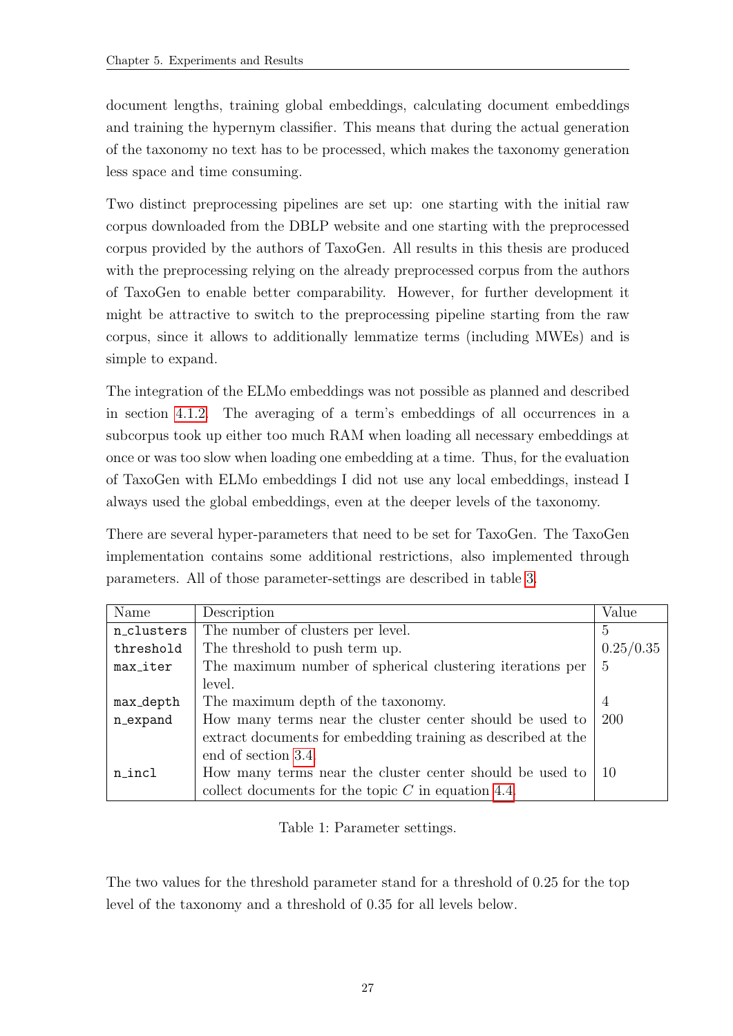document lengths, training global embeddings, calculating document embeddings and training the hypernym classifier. This means that during the actual generation of the taxonomy no text has to be processed, which makes the taxonomy generation less space and time consuming.

Two distinct preprocessing pipelines are set up: one starting with the initial raw corpus downloaded from the DBLP website and one starting with the preprocessed corpus provided by the authors of TaxoGen. All results in this thesis are produced with the preprocessing relying on the already preprocessed corpus from the authors of TaxoGen to enable better comparability. However, for further development it might be attractive to switch to the preprocessing pipeline starting from the raw corpus, since it allows to additionally lemmatize terms (including MWEs) and is simple to expand.

The integration of the ELMo embeddings was not possible as planned and described in section 4.1.2. The averaging of a term's embeddings of all occurrences in a subcorpus took up either too much RAM when loading all necessary embeddings at once or was too slow when loading one embedding at a time. Thus, for the evaluation of TaxoGen with ELMo embeddings I did not use any local embeddings, instead I always used the global embeddings, even at the deeper levels of the taxonomy.

There are several hyper-parameters that need to be set for TaxoGen. The TaxoGen implementation contains some additional restrictions, also implemented through parameters. All of those parameter-settings are described in table 3.

| Name | Description | Value |
|---|---|---|
| `n_clusters` | The number of clusters per level. | 5 |
| `threshold` | The threshold to push term up. | 0.25/0.35 |
| `max_iter` | The maximum number of spherical clustering iterations per level. | 5 |
| `max_depth` | The maximum depth of the taxonomy. | 4 |
| `n_expand` | How many terms near the cluster center should be used to extract documents for embedding training as described at the end of section 3.4 | 200 |
| `n_incl` | How many terms near the cluster center should be used to collect documents for the topic $C$ in equation 4.4. | 10 |

Table 1: Parameter settings.

The two values for the threshold parameter stand for a threshold of 0.25 for the top level of the taxonomy and a threshold of 0.35 for all levels below.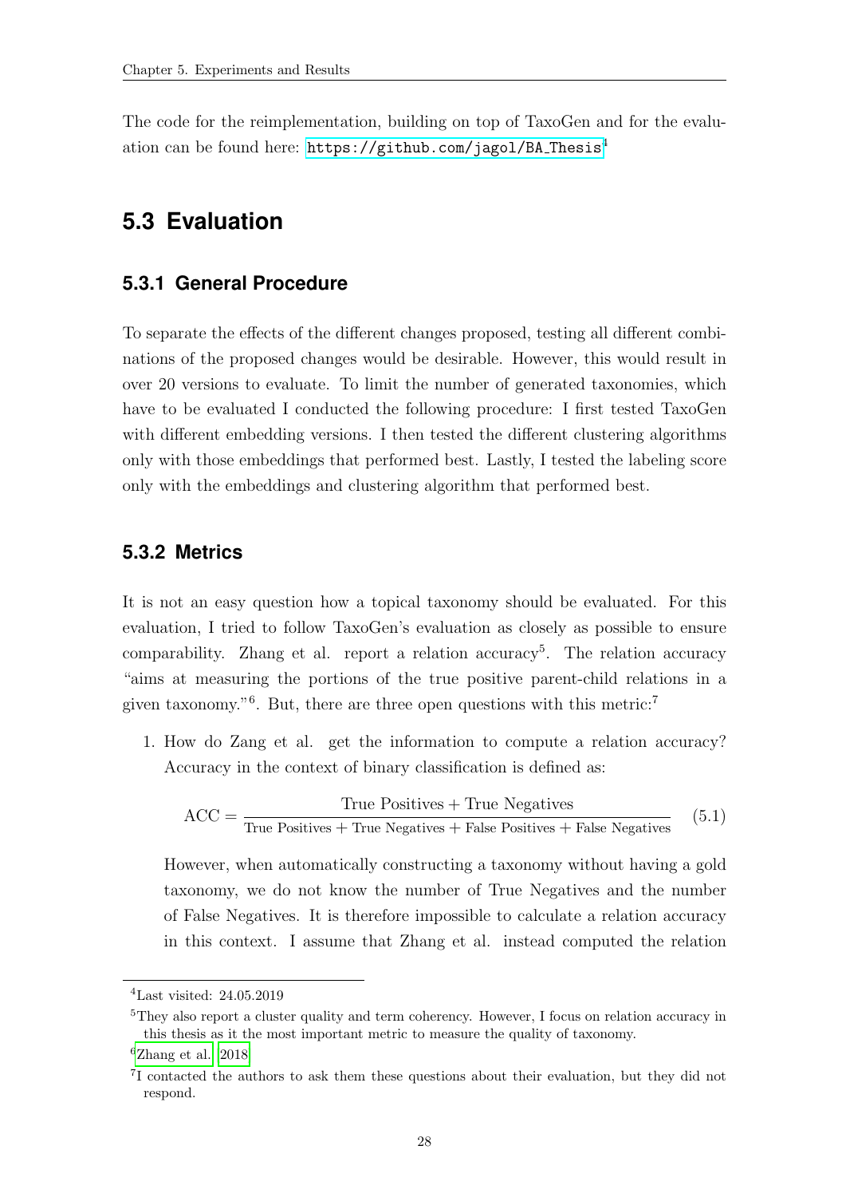The code for the reimplementation, building on top of TaxoGen and for the evaluation can be found here: https://github.com/jagol/BA_Thesis[4]

## 5.3 Evaluation

### 5.3.1 General Procedure

To separate the effects of the different changes proposed, testing all different combinations of the proposed changes would be desirable. However, this would result in over 20 versions to evaluate. To limit the number of generated taxonomies, which have to be evaluated I conducted the following procedure: I first tested TaxoGen with different embedding versions. I then tested the different clustering algorithms only with those embeddings that performed best. Lastly, I tested the labeling score only with the embeddings and clustering algorithm that performed best.

### 5.3.2 Metrics

It is not an easy question how a topical taxonomy should be evaluated. For this evaluation, I tried to follow TaxoGen's evaluation as closely as possible to ensure comparability. Zhang et al. report a relation accuracy[5]. The relation accuracy "aims at measuring the portions of the true positive parent-child relations in a given taxonomy."[6]. But, there are three open questions with this metric:[7]

1. How do Zang et al. get the information to compute a relation accuracy? Accuracy in the context of binary classification is defined as:

$$\text{ACC} = \frac{\text{True Positives} + \text{True Negatives}}{\text{True Positives} + \text{True Negatives} + \text{False Positives} + \text{False Negatives}} \tag{5.1}$$

   However, when automatically constructing a taxonomy without having a gold taxonomy, we do not know the number of True Negatives and the number of False Negatives. It is therefore impossible to calculate a relation accuracy in this context. I assume that Zhang et al. instead computed the relation

---

[4] Last visited: 24.05.2019

[5] They also report a cluster quality and term coherency. However, I focus on relation accuracy in this thesis as it the most important metric to measure the quality of taxonomy.

[6] Zhang et al. 2018

[7] I contacted the authors to ask them these questions about their evaluation, but they did not respond.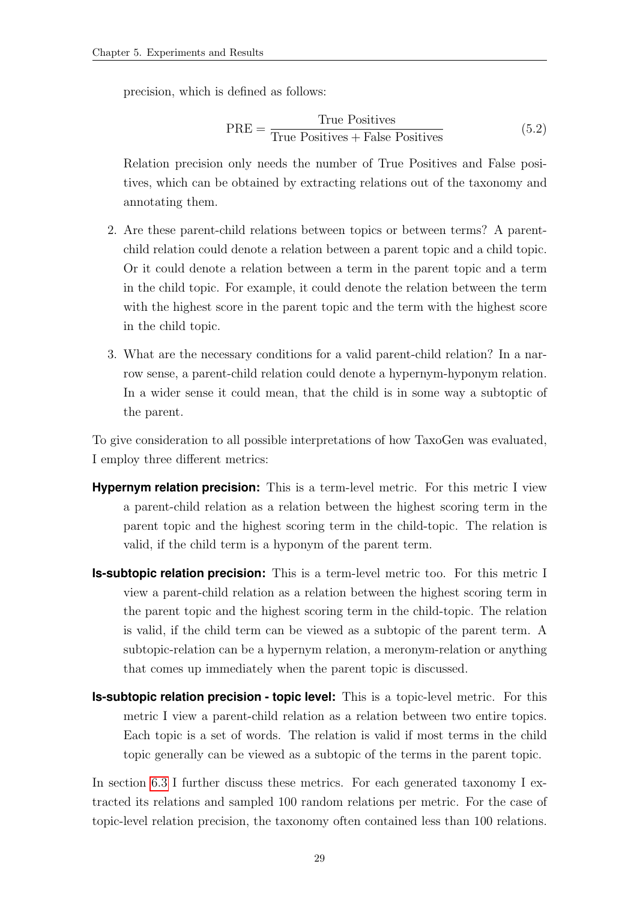precision, which is defined as follows:

$$\text{PRE} = \frac{\text{True Positives}}{\text{True Positives} + \text{False Positives}} \tag{5.2}$$

Relation precision only needs the number of True Positives and False positives, which can be obtained by extracting relations out of the taxonomy and annotating them.

2. Are these parent-child relations between topics or between terms? A parent-child relation could denote a relation between a parent topic and a child topic. Or it could denote a relation between a term in the parent topic and a term in the child topic. For example, it could denote the relation between the term with the highest score in the parent topic and the term with the highest score in the child topic.

3. What are the necessary conditions for a valid parent-child relation? In a narrow sense, a parent-child relation could denote a hypernym-hyponym relation. In a wider sense it could mean, that the child is in some way a subtoptic of the parent.

To give consideration to all possible interpretations of how TaxoGen was evaluated, I employ three different metrics:

**Hypernym relation precision:** This is a term-level metric. For this metric I view a parent-child relation as a relation between the highest scoring term in the parent topic and the highest scoring term in the child-topic. The relation is valid, if the child term is a hyponym of the parent term.

**Is-subtopic relation precision:** This is a term-level metric too. For this metric I view a parent-child relation as a relation between the highest scoring term in the parent topic and the highest scoring term in the child-topic. The relation is valid, if the child term can be viewed as a subtopic of the parent term. A subtopic-relation can be a hypernym relation, a meronym-relation or anything that comes up immediately when the parent topic is discussed.

**Is-subtopic relation precision - topic level:** This is a topic-level metric. For this metric I view a parent-child relation as a relation between two entire topics. Each topic is a set of words. The relation is valid if most terms in the child topic generally can be viewed as a subtopic of the terms in the parent topic.

In section 6.3 I further discuss these metrics. For each generated taxonomy I extracted its relations and sampled 100 random relations per metric. For the case of topic-level relation precision, the taxonomy often contained less than 100 relations.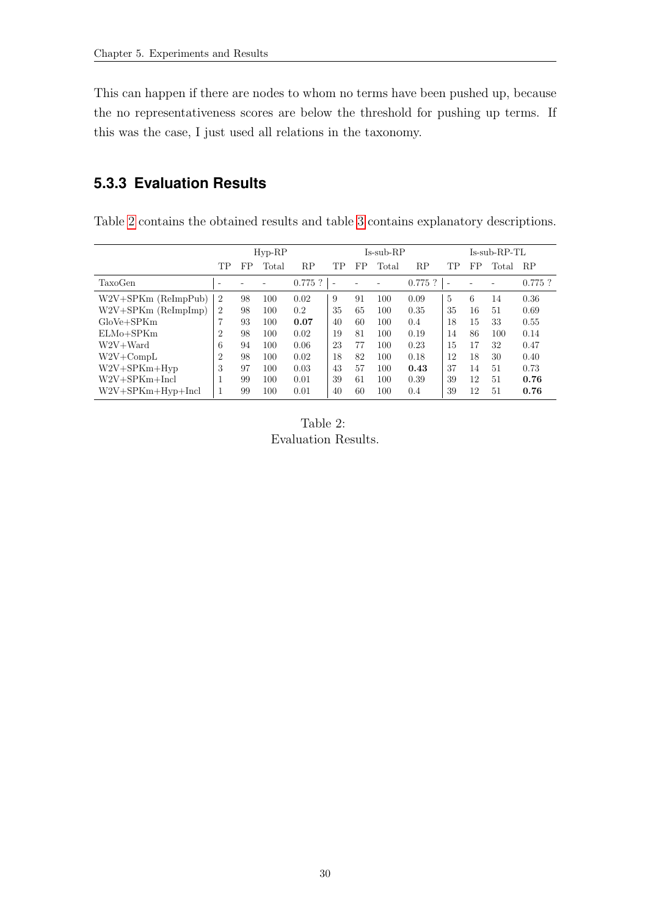This can happen if there are nodes to whom no terms have been pushed up, because the no representativeness scores are below the threshold for pushing up terms. If this was the case, I just used all relations in the taxonomy.

### 5.3.3 Evaluation Results

Table 2 contains the obtained results and table 3 contains explanatory descriptions.

| | Hyp-RP | | | | Is-sub-RP | | | | Is-sub-RP-TL | | | |
|---|---|---|---|---|---|---|---|---|---|---|---|---|
| | TP | FP | Total | RP | TP | FP | Total | RP | TP | FP | Total | RP |
| TaxoGen | - | - | - | 0.775 ? | - | - | - | 0.775 ? | - | - | - | 0.775 ? |
| W2V+SPKm (ReImpPub) | 2 | 98 | 100 | 0.02 | 9 | 91 | 100 | 0.09 | 5 | 6 | 14 | 0.36 |
| W2V+SPKm (ReImpImp) | 2 | 98 | 100 | 0.2 | 35 | 65 | 100 | 0.35 | 35 | 16 | 51 | 0.69 |
| GloVe+SPKm | 7 | 93 | 100 | **0.07** | 40 | 60 | 100 | 0.4 | 18 | 15 | 33 | 0.55 |
| ELMo+SPKm | 2 | 98 | 100 | 0.02 | 19 | 81 | 100 | 0.19 | 14 | 86 | 100 | 0.14 |
| W2V+Ward | 6 | 94 | 100 | 0.06 | 23 | 77 | 100 | 0.23 | 15 | 17 | 32 | 0.47 |
| W2V+CompL | 2 | 98 | 100 | 0.02 | 18 | 82 | 100 | 0.18 | 12 | 18 | 30 | 0.40 |
| W2V+SPKm+Hyp | 3 | 97 | 100 | 0.03 | 43 | 57 | 100 | **0.43** | 37 | 14 | 51 | 0.73 |
| W2V+SPKm+Incl | 1 | 99 | 100 | 0.01 | 39 | 61 | 100 | 0.39 | 39 | 12 | 51 | **0.76** |
| W2V+SPKm+Hyp+Incl | 1 | 99 | 100 | 0.01 | 40 | 60 | 100 | 0.4 | 39 | 12 | 51 | **0.76** |

Table 2:
Evaluation Results.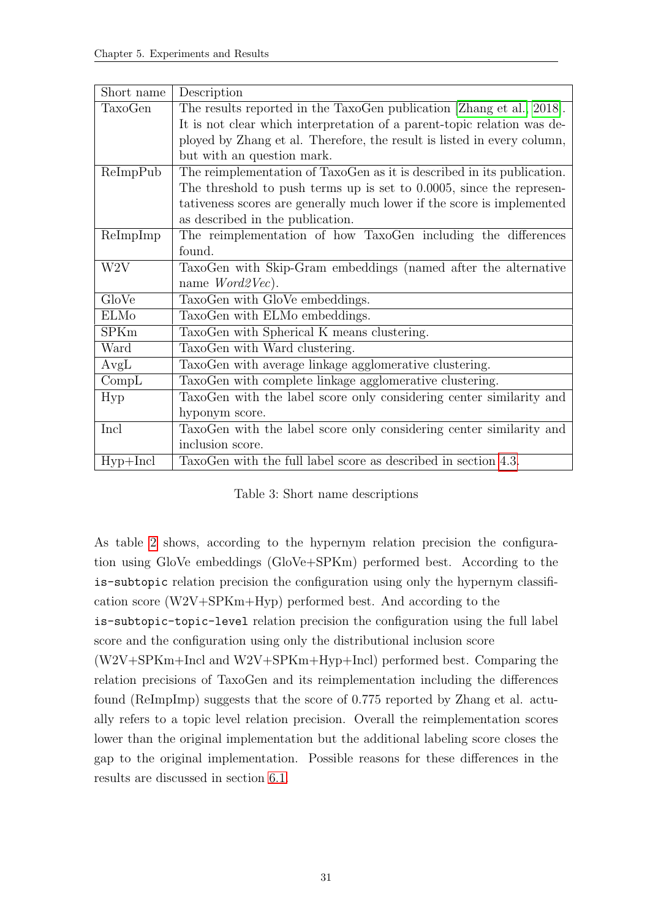| Short name | Description |
|---|---|
| TaxoGen | The results reported in the TaxoGen publication [Zhang et al., 2018]. It is not clear which interpretation of a parent-topic relation was deployed by Zhang et al. Therefore, the result is listed in every column, but with an question mark. |
| ReImpPub | The reimplementation of TaxoGen as it is described in its publication. The threshold to push terms up is set to 0.0005, since the representativeness scores are generally much lower if the score is implemented as described in the publication. |
| ReImpImp | The reimplementation of how TaxoGen including the differences found. |
| W2V | TaxoGen with Skip-Gram embeddings (named after the alternative name *Word2Vec*). |
| GloVe | TaxoGen with GloVe embeddings. |
| ELMo | TaxoGen with ELMo embeddings. |
| SPKm | TaxoGen with Spherical K means clustering. |
| Ward | TaxoGen with Ward clustering. |
| AvgL | TaxoGen with average linkage agglomerative clustering. |
| CompL | TaxoGen with complete linkage agglomerative clustering. |
| Hyp | TaxoGen with the label score only considering center similarity and hyponym score. |
| Incl | TaxoGen with the label score only considering center similarity and inclusion score. |
| Hyp+Incl | TaxoGen with the full label score as described in section 4.3. |

Table 3: Short name descriptions

As table 2 shows, according to the hypernym relation precision the configuration using GloVe embeddings (GloVe+SPKm) performed best. According to the `is-subtopic` relation precision the configuration using only the hypernym classification score (W2V+SPKm+Hyp) performed best. And according to the `is-subtopic-topic-level` relation precision the configuration using the full label score and the configuration using only the distributional inclusion score (W2V+SPKm+Incl and W2V+SPKm+Hyp+Incl) performed best. Comparing the relation precisions of TaxoGen and its reimplementation including the differences found (ReImpImp) suggests that the score of 0.775 reported by Zhang et al. actually refers to a topic level relation precision. Overall the reimplementation scores lower than the original implementation but the additional labeling score closes the gap to the original implementation. Possible reasons for these differences in the results are discussed in section 6.1.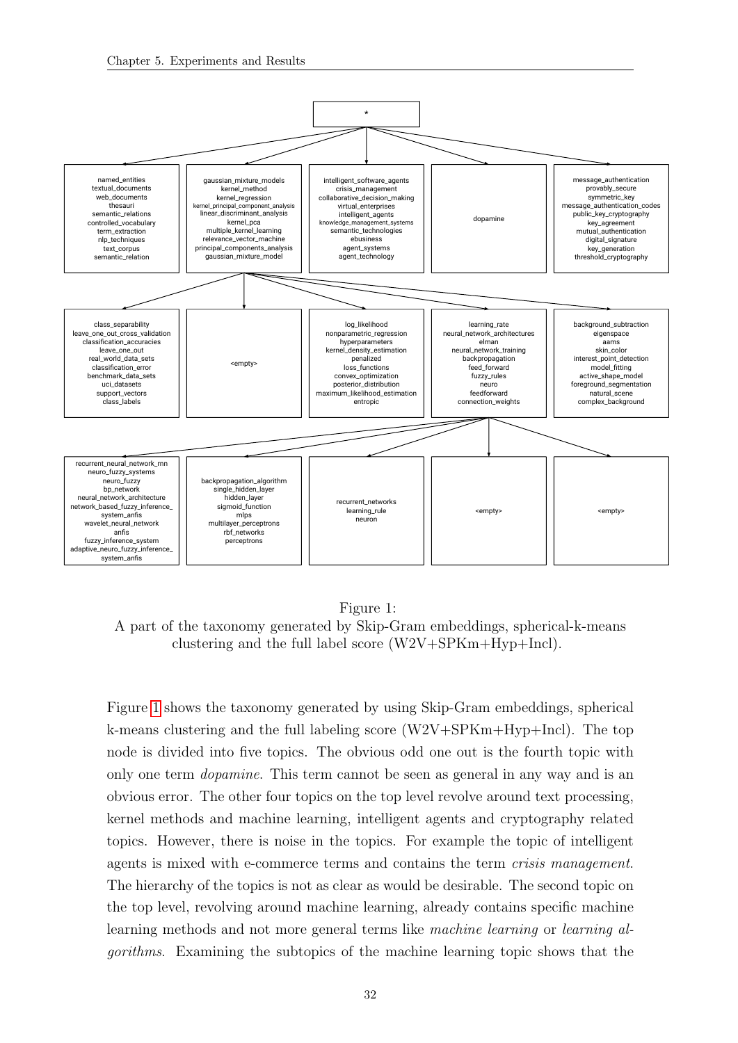Figure 1:
A part of the taxonomy generated by Skip-Gram embeddings, spherical-k-means clustering and the full label score (W2V+SPKm+Hyp+Incl).

Figure 1 shows the taxonomy generated by using Skip-Gram embeddings, spherical k-means clustering and the full labeling score (W2V+SPKm+Hyp+Incl). The top node is divided into five topics. The obvious odd one out is the fourth topic with only one term *dopamine*. This term cannot be seen as general in any way and is an obvious error. The other four topics on the top level revolve around text processing, kernel methods and machine learning, intelligent agents and cryptography related topics. However, there is noise in the topics. For example the topic of intelligent agents is mixed with e-commerce terms and contains the term *crisis management*. The hierarchy of the topics is not as clear as would be desirable. The second topic on the top level, revolving around machine learning, already contains specific machine learning methods and not more general terms like *machine learning* or *learning algorithms*. Examining the subtopics of the machine learning topic shows that the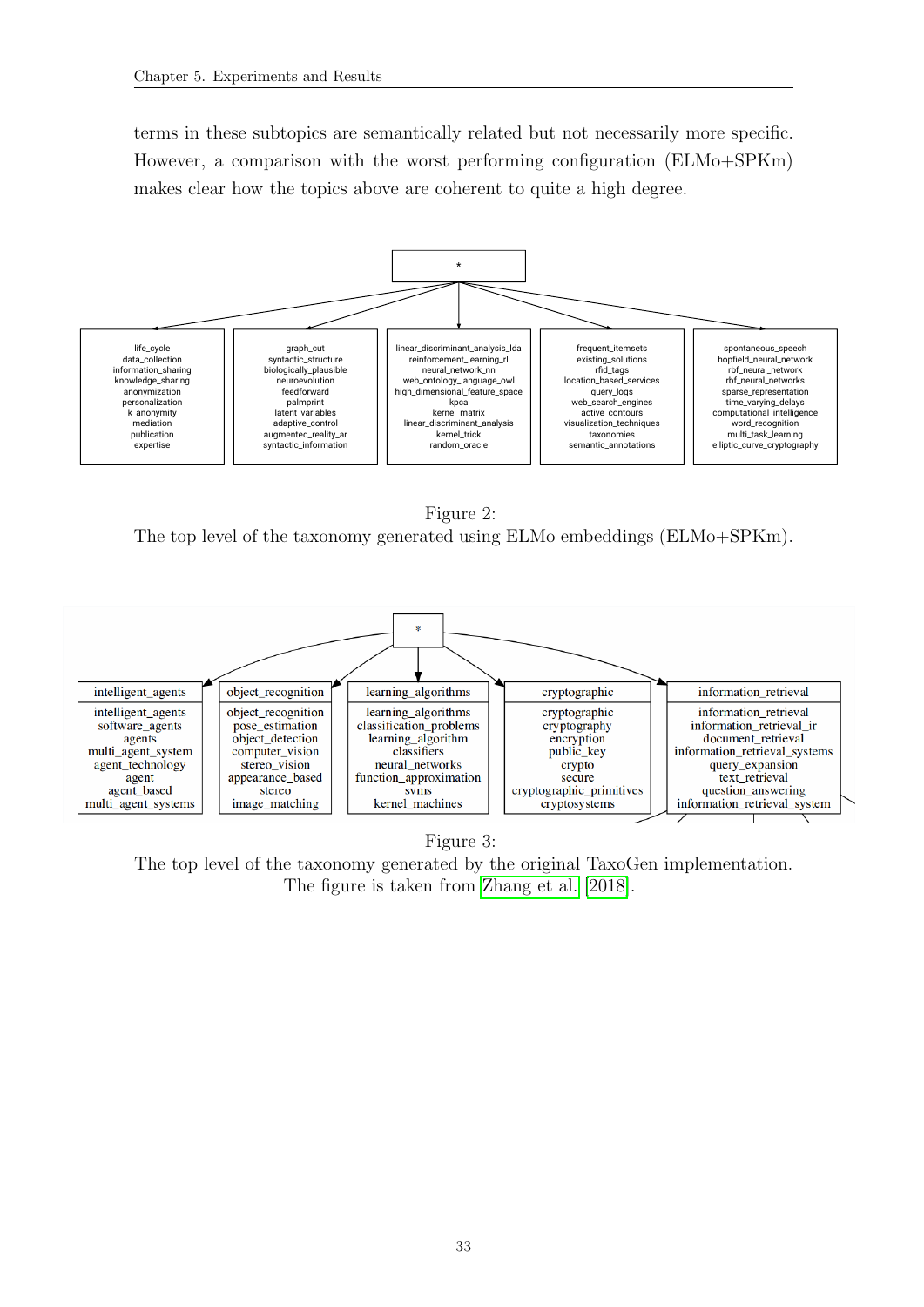terms in these subtopics are semantically related but not necessarily more specific. However, a comparison with the worst performing configuration (ELMo+SPKm) makes clear how the topics above are coherent to quite a high degree.

| * | | | | |
|---|---|---|---|---|
| life_cycle | graph_cut | linear_discriminant_analysis_lda | frequent_itemsets | spontaneous_speech |
| data_collection | syntactic_structure | reinforcement_learning_rl | existing_solutions | hopfield_neural_network |
| information_sharing | biologically_plausible | neural_network_nn | rfid_tags | rbf_neural_network |
| knowledge_sharing | neuroevolution | web_ontology_language_owl | location_based_services | rbf_neural_networks |
| anonymization | feedforward | high_dimensional_feature_space | query_logs | sparse_representation |
| personalization | palmprint | kpca | web_search_engines | time_varying_delays |
| k_anonymity | latent_variables | kernel_matrix | active_contours | computational_intelligence |
| mediation | adaptive_control | linear_discriminant_analysis | visualization_techniques | word_recognition |
| publication | augmented_reality_ar | kernel_trick | taxonomies | multi_task_learning |
| expertise | syntactic_information | random_oracle | semantic_annotations | elliptic_curve_cryptography |

Figure 2:
The top level of the taxonomy generated using ELMo embeddings (ELMo+SPKm).

| intelligent_agents | object_recognition | learning_algorithms | cryptographic | information_retrieval |
|---|---|---|---|---|
| intelligent_agents | object_recognition | learning_algorithms | cryptographic | information_retrieval |
| software_agents | pose_estimation | classification_problems | cryptography | information_retrieval_ir |
| agents | object_detection | learning_algorithm | encryption | document_retrieval |
| multi_agent_system | computer_vision | classifiers | public_key | information_retrieval_systems |
| agent_technology | stereo_vision | neural_networks | crypto | query_expansion |
| agent | appearance_based | function_approximation | secure | text_retrieval |
| agent_based | stereo | svms | cryptographic_primitives | question_answering |
| multi_agent_systems | image_matching | kernel_machines | cryptosystems | information_retrieval_system |

Figure 3:
The top level of the taxonomy generated by the original TaxoGen implementation. The figure is taken from Zhang et al. [2018].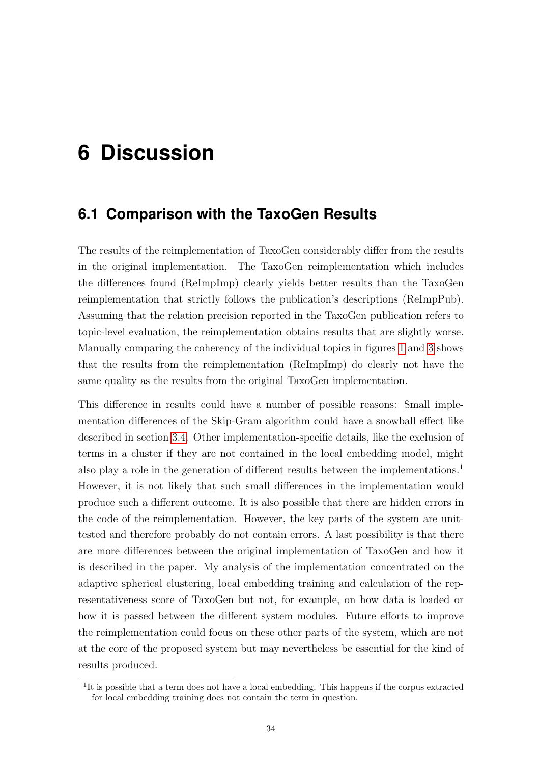# 6 Discussion

## 6.1 Comparison with the TaxoGen Results

The results of the reimplementation of TaxoGen considerably differ from the results in the original implementation. The TaxoGen reimplementation which includes the differences found (ReImpImp) clearly yields better results than the TaxoGen reimplementation that strictly follows the publication's descriptions (ReImpPub). Assuming that the relation precision reported in the TaxoGen publication refers to topic-level evaluation, the reimplementation obtains results that are slightly worse. Manually comparing the coherency of the individual topics in figures 1 and 3 shows that the results from the reimplementation (ReImpImp) do clearly not have the same quality as the results from the original TaxoGen implementation.

This difference in results could have a number of possible reasons: Small implementation differences of the Skip-Gram algorithm could have a snowball effect like described in section 3.4. Other implementation-specific details, like the exclusion of terms in a cluster if they are not contained in the local embedding model, might also play a role in the generation of different results between the implementations.[1] However, it is not likely that such small differences in the implementation would produce such a different outcome. It is also possible that there are hidden errors in the code of the reimplementation. However, the key parts of the system are unit-tested and therefore probably do not contain errors. A last possibility is that there are more differences between the original implementation of TaxoGen and how it is described in the paper. My analysis of the implementation concentrated on the adaptive spherical clustering, local embedding training and calculation of the representativeness score of TaxoGen but not, for example, on how data is loaded or how it is passed between the different system modules. Future efforts to improve the reimplementation could focus on these other parts of the system, which are not at the core of the proposed system but may nevertheless be essential for the kind of results produced.

[1] It is possible that a term does not have a local embedding. This happens if the corpus extracted for local embedding training does not contain the term in question.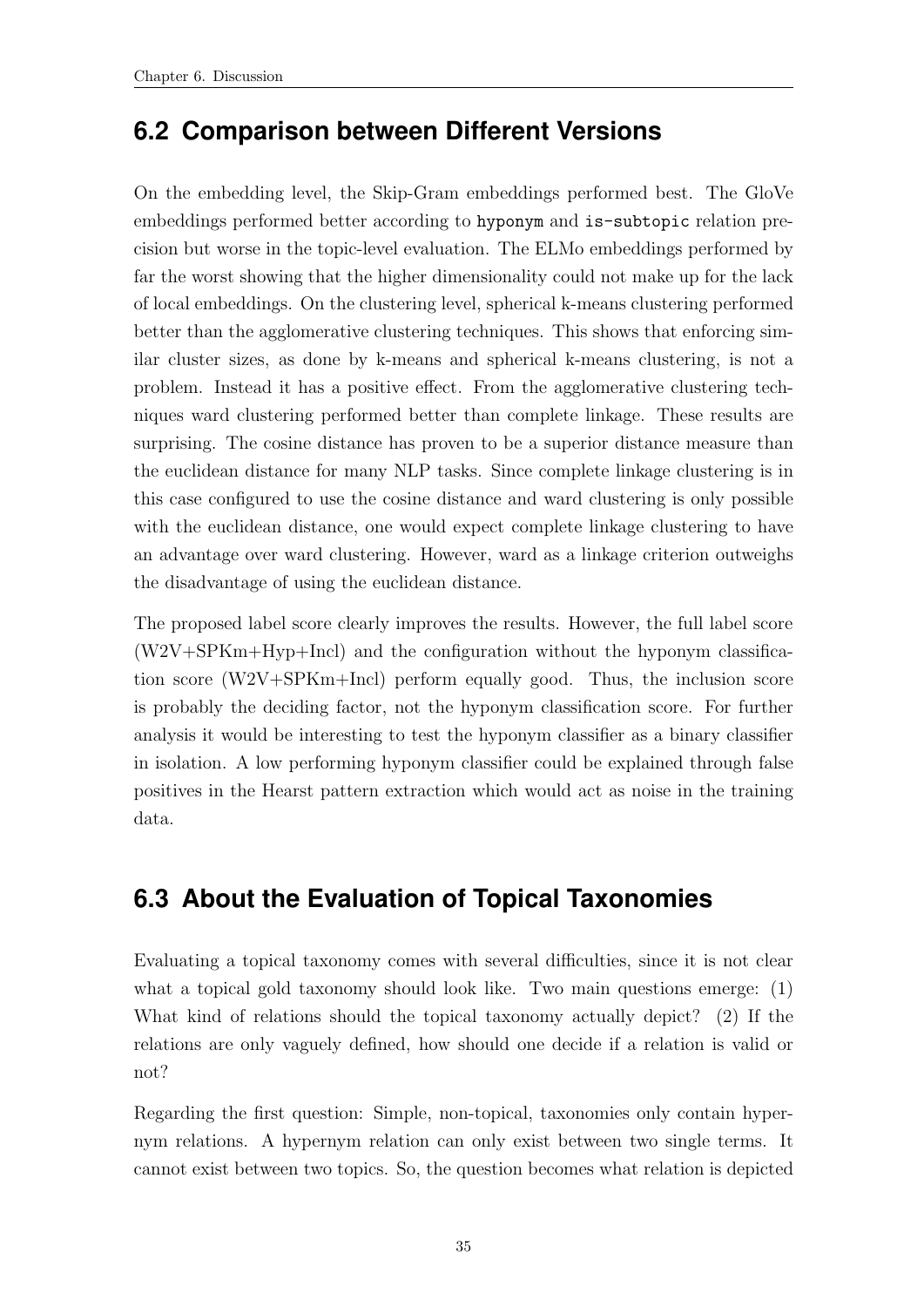## 6.2 Comparison between Different Versions

On the embedding level, the Skip-Gram embeddings performed best. The GloVe embeddings performed better according to `hyponym` and `is-subtopic` relation precision but worse in the topic-level evaluation. The ELMo embeddings performed by far the worst showing that the higher dimensionality could not make up for the lack of local embeddings. On the clustering level, spherical k-means clustering performed better than the agglomerative clustering techniques. This shows that enforcing similar cluster sizes, as done by k-means and spherical k-means clustering, is not a problem. Instead it has a positive effect. From the agglomerative clustering techniques ward clustering performed better than complete linkage. These results are surprising. The cosine distance has proven to be a superior distance measure than the euclidean distance for many NLP tasks. Since complete linkage clustering is in this case configured to use the cosine distance and ward clustering is only possible with the euclidean distance, one would expect complete linkage clustering to have an advantage over ward clustering. However, ward as a linkage criterion outweighs the disadvantage of using the euclidean distance.

The proposed label score clearly improves the results. However, the full label score (W2V+SPKm+Hyp+Incl) and the configuration without the hyponym classification score (W2V+SPKm+Incl) perform equally good. Thus, the inclusion score is probably the deciding factor, not the hyponym classification score. For further analysis it would be interesting to test the hyponym classifier as a binary classifier in isolation. A low performing hyponym classifier could be explained through false positives in the Hearst pattern extraction which would act as noise in the training data.

## 6.3 About the Evaluation of Topical Taxonomies

Evaluating a topical taxonomy comes with several difficulties, since it is not clear what a topical gold taxonomy should look like. Two main questions emerge: (1) What kind of relations should the topical taxonomy actually depict? (2) If the relations are only vaguely defined, how should one decide if a relation is valid or not?

Regarding the first question: Simple, non-topical, taxonomies only contain hypernym relations. A hypernym relation can only exist between two single terms. It cannot exist between two topics. So, the question becomes what relation is depicted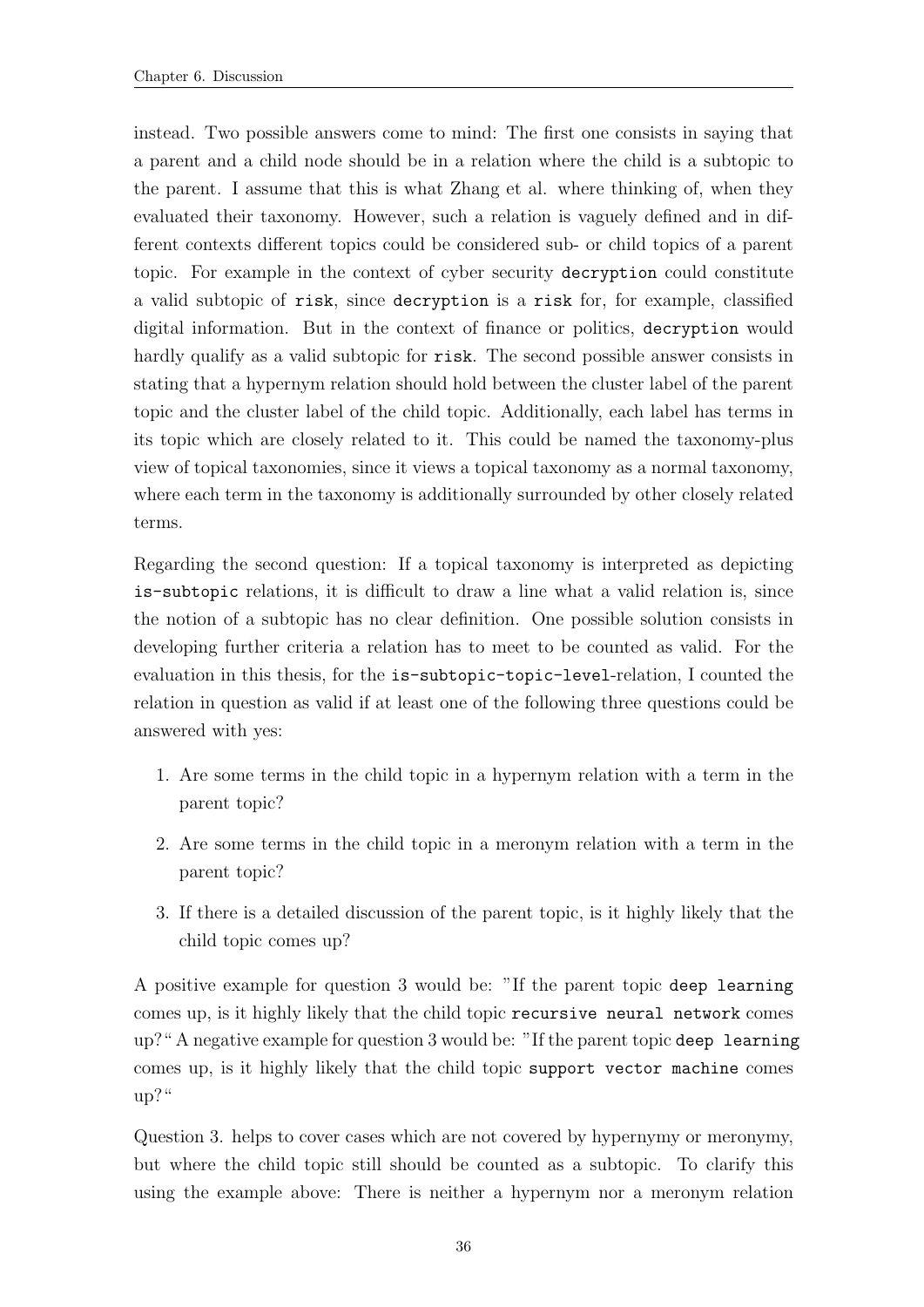instead. Two possible answers come to mind: The first one consists in saying that a parent and a child node should be in a relation where the child is a subtopic to the parent. I assume that this is what Zhang et al. where thinking of, when they evaluated their taxonomy. However, such a relation is vaguely defined and in different contexts different topics could be considered sub- or child topics of a parent topic. For example in the context of cyber security `decryption` could constitute a valid subtopic of `risk`, since `decryption` is a `risk` for, for example, classified digital information. But in the context of finance or politics, `decryption` would hardly qualify as a valid subtopic for `risk`. The second possible answer consists in stating that a hypernym relation should hold between the cluster label of the parent topic and the cluster label of the child topic. Additionally, each label has terms in its topic which are closely related to it. This could be named the taxonomy-plus view of topical taxonomies, since it views a topical taxonomy as a normal taxonomy, where each term in the taxonomy is additionally surrounded by other closely related terms.

Regarding the second question: If a topical taxonomy is interpreted as depicting `is-subtopic` relations, it is difficult to draw a line what a valid relation is, since the notion of a subtopic has no clear definition. One possible solution consists in developing further criteria a relation has to meet to be counted as valid. For the evaluation in this thesis, for the `is-subtopic-topic-level`-relation, I counted the relation in question as valid if at least one of the following three questions could be answered with yes:

1. Are some terms in the child topic in a hypernym relation with a term in the parent topic?
2. Are some terms in the child topic in a meronym relation with a term in the parent topic?
3. If there is a detailed discussion of the parent topic, is it highly likely that the child topic comes up?

A positive example for question 3 would be: "If the parent topic `deep learning` comes up, is it highly likely that the child topic `recursive neural network` comes up?" A negative example for question 3 would be: "If the parent topic `deep learning` comes up, is it highly likely that the child topic `support vector machine` comes up?"

Question 3. helps to cover cases which are not covered by hypernymy or meronymy, but where the child topic still should be counted as a subtopic. To clarify this using the example above: There is neither a hypernym nor a meronym relation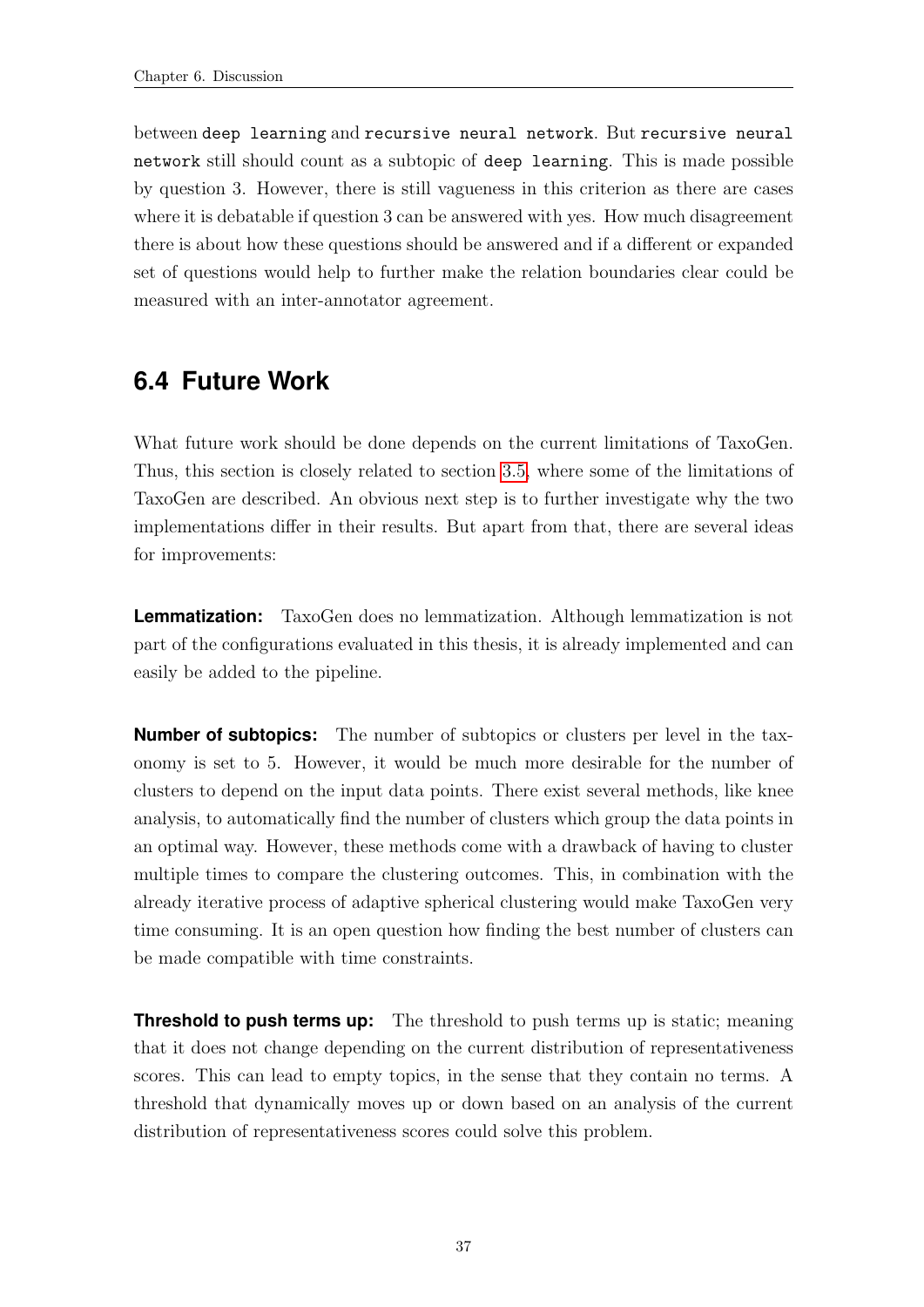between `deep learning` and `recursive neural network`. But `recursive neural network` still should count as a subtopic of `deep learning`. This is made possible by question 3. However, there is still vagueness in this criterion as there are cases where it is debatable if question 3 can be answered with yes. How much disagreement there is about how these questions should be answered and if a different or expanded set of questions would help to further make the relation boundaries clear could be measured with an inter-annotator agreement.

## 6.4 Future Work

What future work should be done depends on the current limitations of TaxoGen. Thus, this section is closely related to section 3.5, where some of the limitations of TaxoGen are described. An obvious next step is to further investigate why the two implementations differ in their results. But apart from that, there are several ideas for improvements:

**Lemmatization:** TaxoGen does no lemmatization. Although lemmatization is not part of the configurations evaluated in this thesis, it is already implemented and can easily be added to the pipeline.

**Number of subtopics:** The number of subtopics or clusters per level in the taxonomy is set to 5. However, it would be much more desirable for the number of clusters to depend on the input data points. There exist several methods, like knee analysis, to automatically find the number of clusters which group the data points in an optimal way. However, these methods come with a drawback of having to cluster multiple times to compare the clustering outcomes. This, in combination with the already iterative process of adaptive spherical clustering would make TaxoGen very time consuming. It is an open question how finding the best number of clusters can be made compatible with time constraints.

**Threshold to push terms up:** The threshold to push terms up is static; meaning that it does not change depending on the current distribution of representativeness scores. This can lead to empty topics, in the sense that they contain no terms. A threshold that dynamically moves up or down based on an analysis of the current distribution of representativeness scores could solve this problem.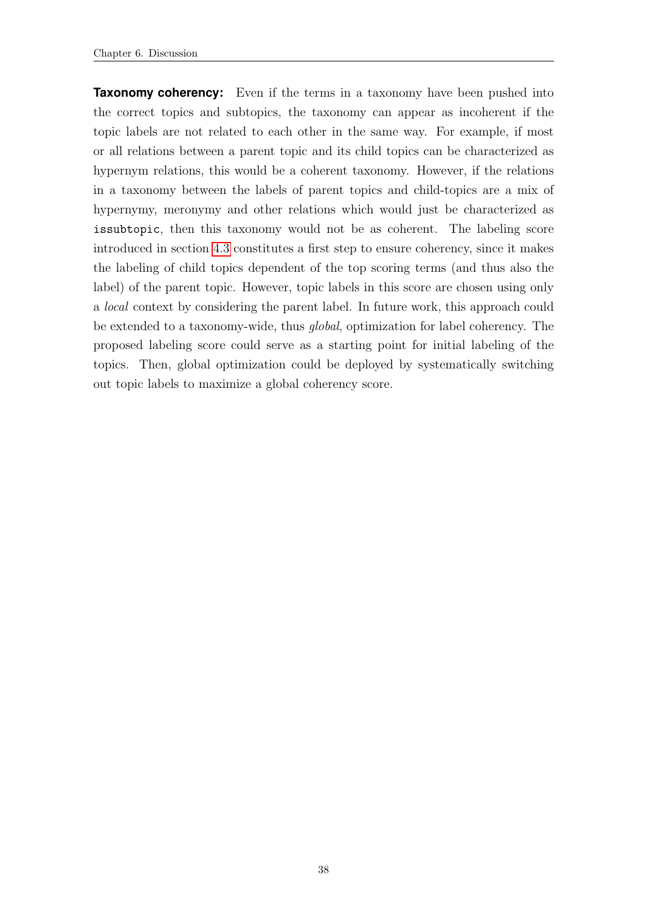**Taxonomy coherency:** Even if the terms in a taxonomy have been pushed into the correct topics and subtopics, the taxonomy can appear as incoherent if the topic labels are not related to each other in the same way. For example, if most or all relations between a parent topic and its child topics can be characterized as hypernym relations, this would be a coherent taxonomy. However, if the relations in a taxonomy between the labels of parent topics and child-topics are a mix of hypernymy, meronymy and other relations which would just be characterized as `issubtopic`, then this taxonomy would not be as coherent. The labeling score introduced in section 4.3 constitutes a first step to ensure coherency, since it makes the labeling of child topics dependent of the top scoring terms (and thus also the label) of the parent topic. However, topic labels in this score are chosen using only a *local* context by considering the parent label. In future work, this approach could be extended to a taxonomy-wide, thus *global*, optimization for label coherency. The proposed labeling score could serve as a starting point for initial labeling of the topics. Then, global optimization could be deployed by systematically switching out topic labels to maximize a global coherency score.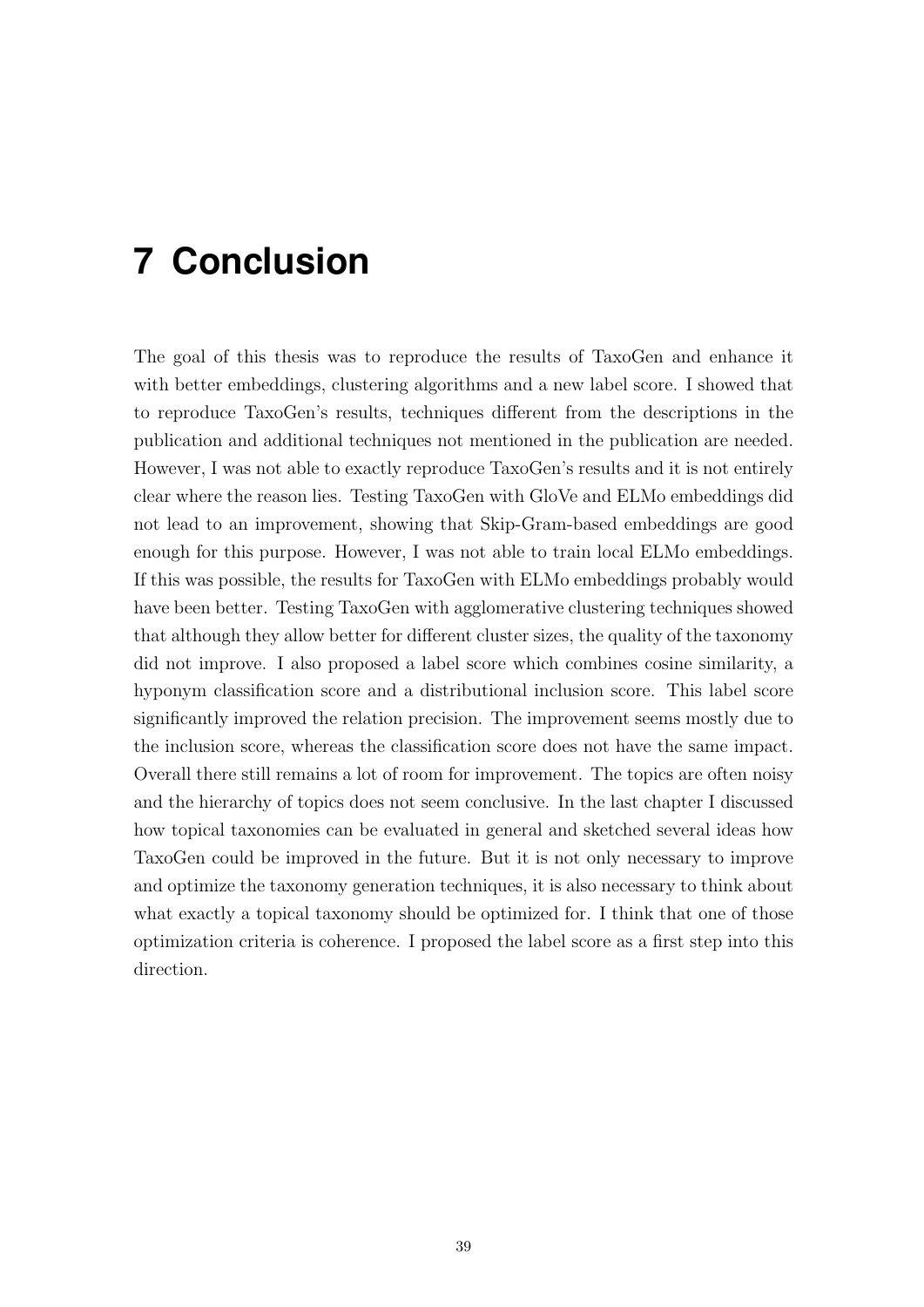# 7 Conclusion

The goal of this thesis was to reproduce the results of TaxoGen and enhance it with better embeddings, clustering algorithms and a new label score. I showed that to reproduce TaxoGen's results, techniques different from the descriptions in the publication and additional techniques not mentioned in the publication are needed. However, I was not able to exactly reproduce TaxoGen's results and it is not entirely clear where the reason lies. Testing TaxoGen with GloVe and ELMo embeddings did not lead to an improvement, showing that Skip-Gram-based embeddings are good enough for this purpose. However, I was not able to train local ELMo embeddings. If this was possible, the results for TaxoGen with ELMo embeddings probably would have been better. Testing TaxoGen with agglomerative clustering techniques showed that although they allow better for different cluster sizes, the quality of the taxonomy did not improve. I also proposed a label score which combines cosine similarity, a hyponym classification score and a distributional inclusion score. This label score significantly improved the relation precision. The improvement seems mostly due to the inclusion score, whereas the classification score does not have the same impact. Overall there still remains a lot of room for improvement. The topics are often noisy and the hierarchy of topics does not seem conclusive. In the last chapter I discussed how topical taxonomies can be evaluated in general and sketched several ideas how TaxoGen could be improved in the future. But it is not only necessary to improve and optimize the taxonomy generation techniques, it is also necessary to think about what exactly a topical taxonomy should be optimized for. I think that one of those optimization criteria is coherence. I proposed the label score as a first step into this direction.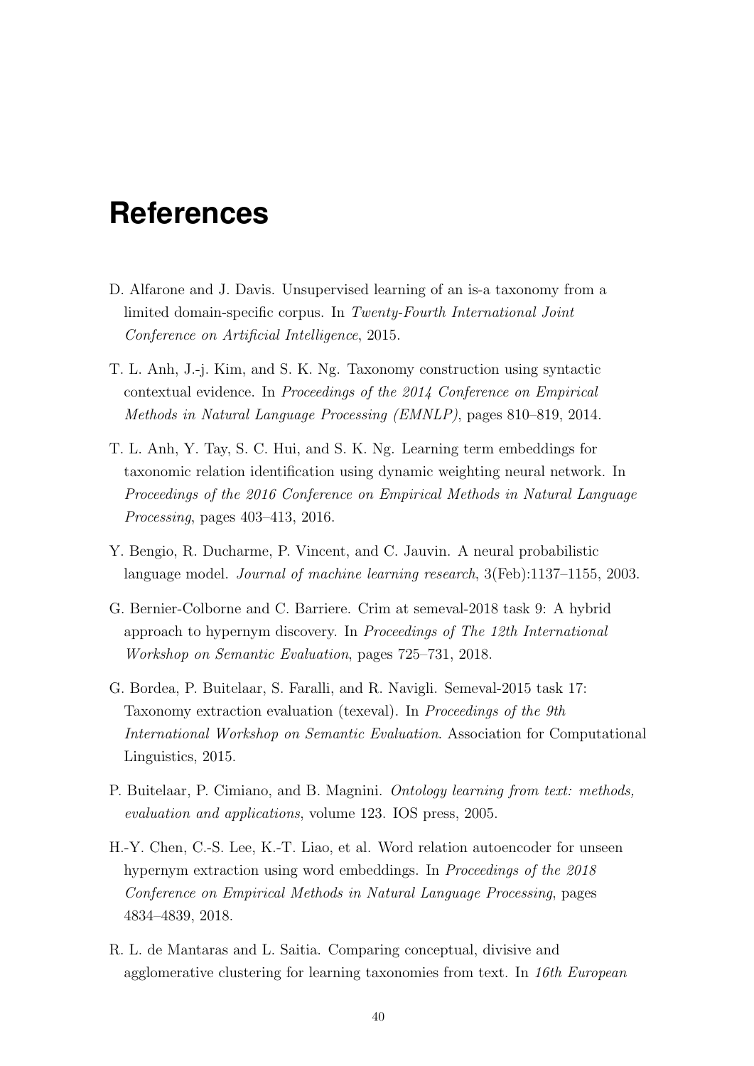# References

D. Alfarone and J. Davis. Unsupervised learning of an is-a taxonomy from a limited domain-specific corpus. In *Twenty-Fourth International Joint Conference on Artificial Intelligence*, 2015.

T. L. Anh, J.-j. Kim, and S. K. Ng. Taxonomy construction using syntactic contextual evidence. In *Proceedings of the 2014 Conference on Empirical Methods in Natural Language Processing (EMNLP)*, pages 810–819, 2014.

T. L. Anh, Y. Tay, S. C. Hui, and S. K. Ng. Learning term embeddings for taxonomic relation identification using dynamic weighting neural network. In *Proceedings of the 2016 Conference on Empirical Methods in Natural Language Processing*, pages 403–413, 2016.

Y. Bengio, R. Ducharme, P. Vincent, and C. Jauvin. A neural probabilistic language model. *Journal of machine learning research*, 3(Feb):1137–1155, 2003.

G. Bernier-Colborne and C. Barriere. Crim at semeval-2018 task 9: A hybrid approach to hypernym discovery. In *Proceedings of The 12th International Workshop on Semantic Evaluation*, pages 725–731, 2018.

G. Bordea, P. Buitelaar, S. Faralli, and R. Navigli. Semeval-2015 task 17: Taxonomy extraction evaluation (texeval). In *Proceedings of the 9th International Workshop on Semantic Evaluation*. Association for Computational Linguistics, 2015.

P. Buitelaar, P. Cimiano, and B. Magnini. *Ontology learning from text: methods, evaluation and applications*, volume 123. IOS press, 2005.

H.-Y. Chen, C.-S. Lee, K.-T. Liao, et al. Word relation autoencoder for unseen hypernym extraction using word embeddings. In *Proceedings of the 2018 Conference on Empirical Methods in Natural Language Processing*, pages 4834–4839, 2018.

R. L. de Mantaras and L. Saitia. Comparing conceptual, divisive and agglomerative clustering for learning taxonomies from text. In *16th European*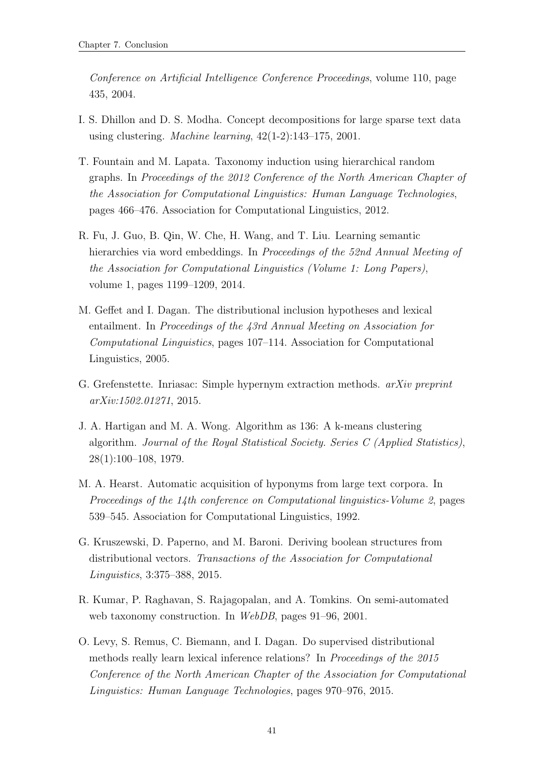*Conference on Artificial Intelligence Conference Proceedings*, volume 110, page 435, 2004.

I. S. Dhillon and D. S. Modha. Concept decompositions for large sparse text data using clustering. *Machine learning*, 42(1-2):143–175, 2001.

T. Fountain and M. Lapata. Taxonomy induction using hierarchical random graphs. In *Proceedings of the 2012 Conference of the North American Chapter of the Association for Computational Linguistics: Human Language Technologies*, pages 466–476. Association for Computational Linguistics, 2012.

R. Fu, J. Guo, B. Qin, W. Che, H. Wang, and T. Liu. Learning semantic hierarchies via word embeddings. In *Proceedings of the 52nd Annual Meeting of the Association for Computational Linguistics (Volume 1: Long Papers)*, volume 1, pages 1199–1209, 2014.

M. Geffet and I. Dagan. The distributional inclusion hypotheses and lexical entailment. In *Proceedings of the 43rd Annual Meeting on Association for Computational Linguistics*, pages 107–114. Association for Computational Linguistics, 2005.

G. Grefenstette. Inriasac: Simple hypernym extraction methods. *arXiv preprint arXiv:1502.01271*, 2015.

J. A. Hartigan and M. A. Wong. Algorithm as 136: A k-means clustering algorithm. *Journal of the Royal Statistical Society. Series C (Applied Statistics)*, 28(1):100–108, 1979.

M. A. Hearst. Automatic acquisition of hyponyms from large text corpora. In *Proceedings of the 14th conference on Computational linguistics-Volume 2*, pages 539–545. Association for Computational Linguistics, 1992.

G. Kruszewski, D. Paperno, and M. Baroni. Deriving boolean structures from distributional vectors. *Transactions of the Association for Computational Linguistics*, 3:375–388, 2015.

R. Kumar, P. Raghavan, S. Rajagopalan, and A. Tomkins. On semi-automated web taxonomy construction. In *WebDB*, pages 91–96, 2001.

O. Levy, S. Remus, C. Biemann, and I. Dagan. Do supervised distributional methods really learn lexical inference relations? In *Proceedings of the 2015 Conference of the North American Chapter of the Association for Computational Linguistics: Human Language Technologies*, pages 970–976, 2015.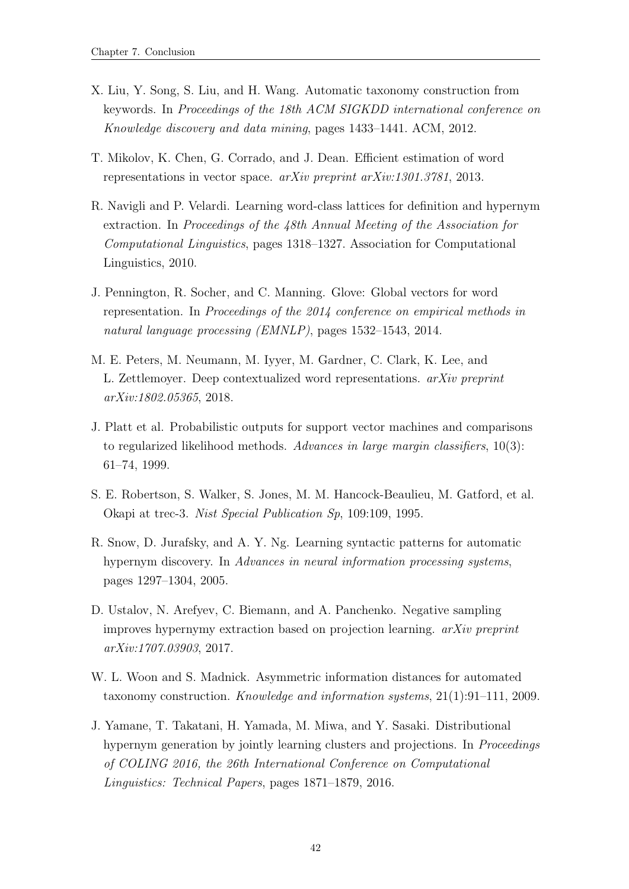X. Liu, Y. Song, S. Liu, and H. Wang. Automatic taxonomy construction from keywords. In *Proceedings of the 18th ACM SIGKDD international conference on Knowledge discovery and data mining*, pages 1433–1441. ACM, 2012.

T. Mikolov, K. Chen, G. Corrado, and J. Dean. Efficient estimation of word representations in vector space. *arXiv preprint arXiv:1301.3781*, 2013.

R. Navigli and P. Velardi. Learning word-class lattices for definition and hypernym extraction. In *Proceedings of the 48th Annual Meeting of the Association for Computational Linguistics*, pages 1318–1327. Association for Computational Linguistics, 2010.

J. Pennington, R. Socher, and C. Manning. Glove: Global vectors for word representation. In *Proceedings of the 2014 conference on empirical methods in natural language processing (EMNLP)*, pages 1532–1543, 2014.

M. E. Peters, M. Neumann, M. Iyyer, M. Gardner, C. Clark, K. Lee, and L. Zettlemoyer. Deep contextualized word representations. *arXiv preprint arXiv:1802.05365*, 2018.

J. Platt et al. Probabilistic outputs for support vector machines and comparisons to regularized likelihood methods. *Advances in large margin classifiers*, 10(3): 61–74, 1999.

S. E. Robertson, S. Walker, S. Jones, M. M. Hancock-Beaulieu, M. Gatford, et al. Okapi at trec-3. *Nist Special Publication Sp*, 109:109, 1995.

R. Snow, D. Jurafsky, and A. Y. Ng. Learning syntactic patterns for automatic hypernym discovery. In *Advances in neural information processing systems*, pages 1297–1304, 2005.

D. Ustalov, N. Arefyev, C. Biemann, and A. Panchenko. Negative sampling improves hypernymy extraction based on projection learning. *arXiv preprint arXiv:1707.03903*, 2017.

W. L. Woon and S. Madnick. Asymmetric information distances for automated taxonomy construction. *Knowledge and information systems*, 21(1):91–111, 2009.

J. Yamane, T. Takatani, H. Yamada, M. Miwa, and Y. Sasaki. Distributional hypernym generation by jointly learning clusters and projections. In *Proceedings of COLING 2016, the 26th International Conference on Computational Linguistics: Technical Papers*, pages 1871–1879, 2016.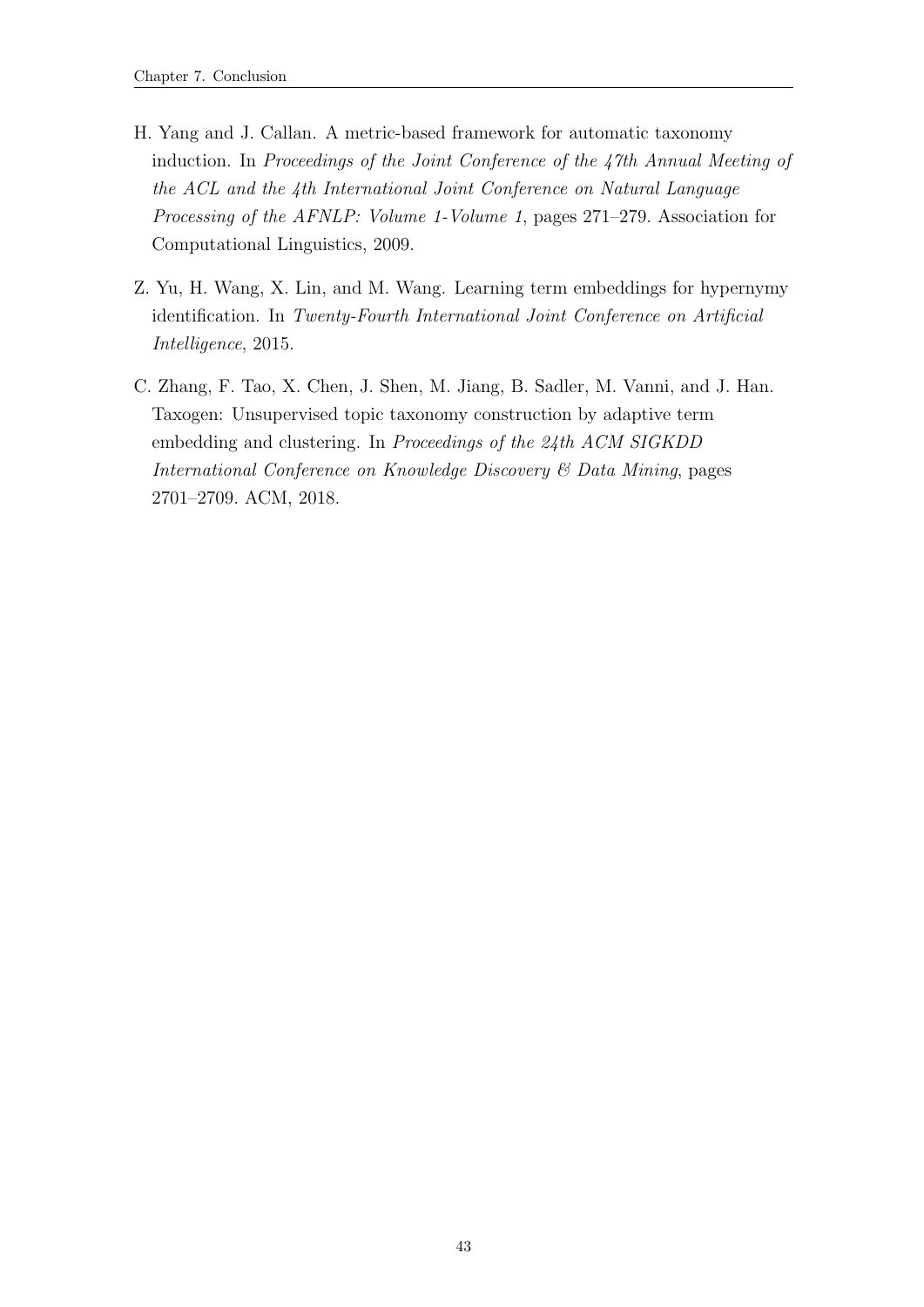H. Yang and J. Callan. A metric-based framework for automatic taxonomy induction. In *Proceedings of the Joint Conference of the 47th Annual Meeting of the ACL and the 4th International Joint Conference on Natural Language Processing of the AFNLP: Volume 1-Volume 1*, pages 271–279. Association for Computational Linguistics, 2009.

Z. Yu, H. Wang, X. Lin, and M. Wang. Learning term embeddings for hypernymy identification. In *Twenty-Fourth International Joint Conference on Artificial Intelligence*, 2015.

C. Zhang, F. Tao, X. Chen, J. Shen, M. Jiang, B. Sadler, M. Vanni, and J. Han. Taxogen: Unsupervised topic taxonomy construction by adaptive term embedding and clustering. In *Proceedings of the 24th ACM SIGKDD International Conference on Knowledge Discovery & Data Mining*, pages 2701–2709. ACM, 2018.